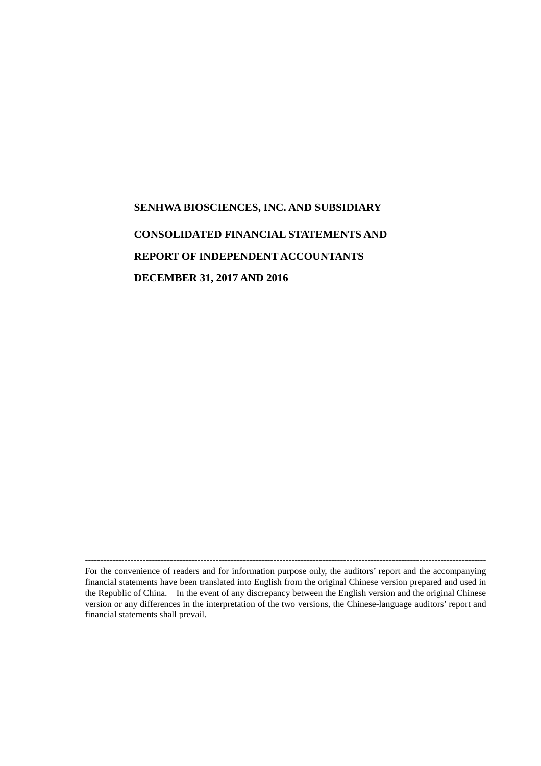**SENHWA BIOSCIENCES, INC. AND SUBSIDIARY**

**CONSOLIDATED FINANCIAL STATEMENTS AND**

**REPORT OF INDEPENDENT ACCOUNTANTS**

**DECEMBER 31, 2017 AND 2016**

------------------------------------------------------------------------------------------------------------------------------------

For the convenience of readers and for information purpose only, the auditors' report and the accompanying financial statements have been translated into English from the original Chinese version prepared and used in the Republic of China. In the event of any discrepancy between the English version and the original Chinese version or any differences in the interpretation of the two versions, the Chinese-language auditors' report and financial statements shall prevail.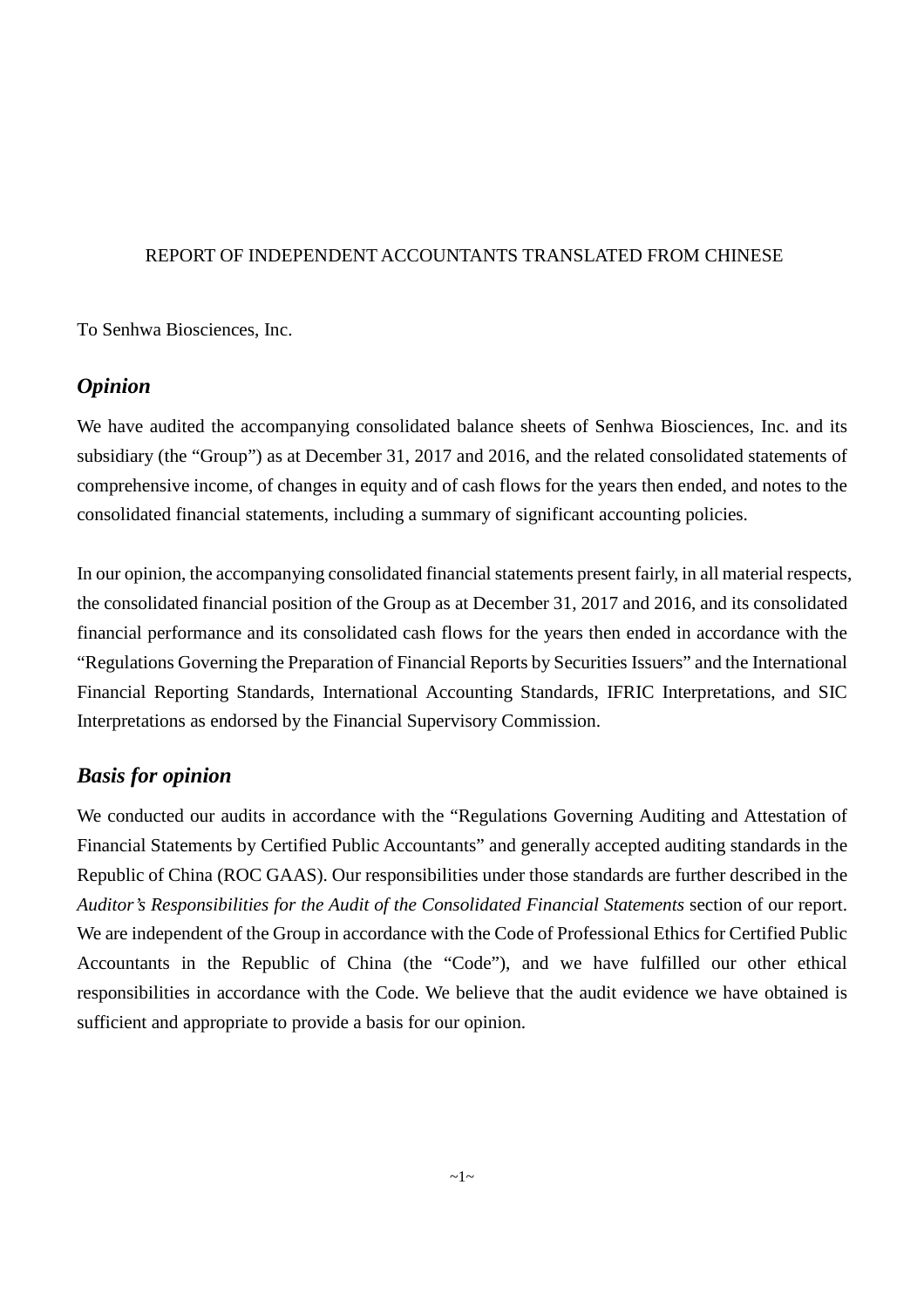REPORT OF INDEPENDENT ACCOUNTANTS TRANSLATED FROM CHINESE

To Senhwa Biosciences, Inc.

## *Opinion*

We have audited the accompanying consolidated balance sheets of Senhwa Biosciences, Inc. and its subsidiary (the "Group") as at December 31, 2017 and 2016, and the related consolidated statements of comprehensive income, of changes in equity and of cash flows for the years then ended, and notes to the consolidated financial statements, including a summary of significant accounting policies.

In our opinion, the accompanying consolidated financial statements present fairly, in all material respects, the consolidated financial position of the Group as at December 31, 2017 and 2016, and its consolidated financial performance and its consolidated cash flows for the years then ended in accordance with the "Regulations Governing the Preparation of Financial Reports by Securities Issuers" and the International Financial Reporting Standards, International Accounting Standards, IFRIC Interpretations, and SIC Interpretations as endorsed by the Financial Supervisory Commission.

## *Basis for opinion*

We conducted our audits in accordance with the "Regulations Governing Auditing and Attestation of Financial Statements by Certified Public Accountants" and generally accepted auditing standards in the Republic of China (ROC GAAS). Our responsibilities under those standards are further described in the *Auditor's Responsibilities for the Audit of the Consolidated Financial Statements* section of our report. We are independent of the Group in accordance with the Code of Professional Ethics for Certified Public Accountants in the Republic of China (the "Code"), and we have fulfilled our other ethical responsibilities in accordance with the Code. We believe that the audit evidence we have obtained is sufficient and appropriate to provide a basis for our opinion.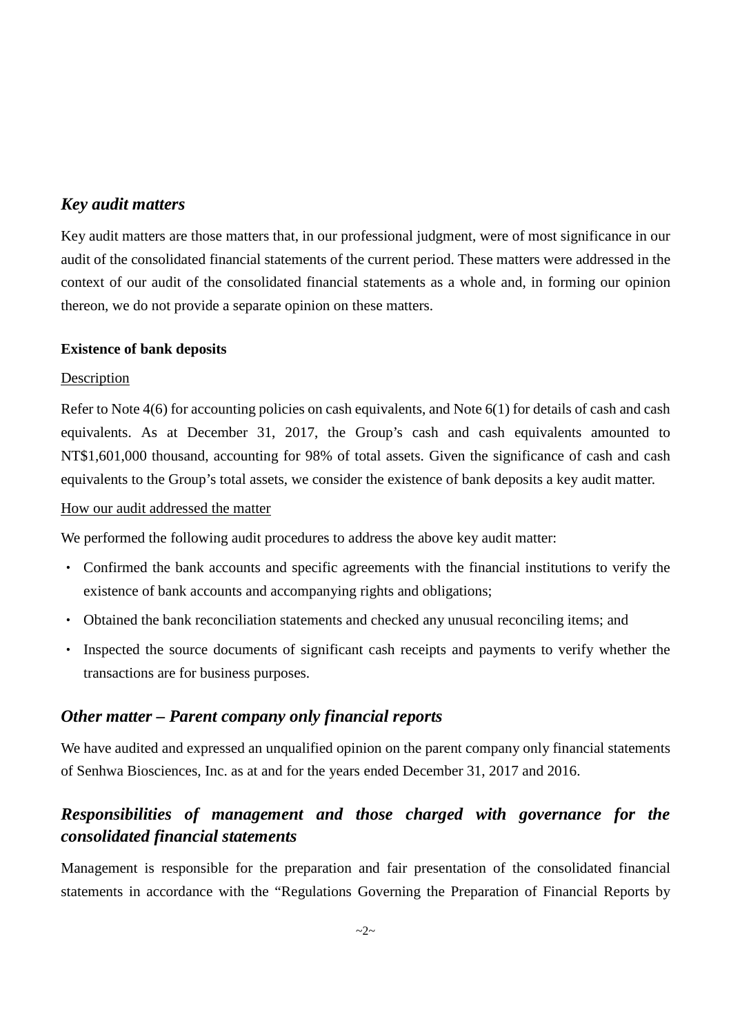### *Key audit matters*

Key audit matters are those matters that, in our professional judgment, were of most significance in our audit of the consolidated financial statements of the current period. These matters were addressed in the context of our audit of the consolidated financial statements as a whole and, in forming our opinion thereon, we do not provide a separate opinion on these matters.

#### Existence of bank deposits

Description

Refer to Note 4(6) for accounting policies on cash equivalents, and Note 6(1) for details of cash and cash equivalents. As at December 31, 2017, the Group's cash and cash equivalents amounted to NT$1,601,000 thousand, accounting for 98% of total assets. Given the significance of cash and cash equivalents to the Group's total assets, we consider the existence of bank deposits a key audit matter.

How our audit addressed the matter

We performed the following audit procedures to address the above key audit matter:

- Confirmed the bank accounts and specific agreements with the financial institutions to verify the existence of bank accounts and accompanying rights and obligations;
- Obtained the bank reconciliation statements and checked any unusual reconciling items; and
- Inspected the source documents of significant cash receipts and payments to verify whether the transactions are for business purposes.

### *Other matter – Parent company only financial reports*

We have audited and expressed an unqualified opinion on the parent company only financial statements of Senhwa Biosciences, Inc. as at and for the years ended December 31, 2017 and 2016.

### *Responsibilities of management and those charged with governance for the consolidated financial statements*

Management is responsible for the preparation and fair presentation of the consolidated financial statements in accordance with the "Regulations Governing the Preparation of Financial Reports by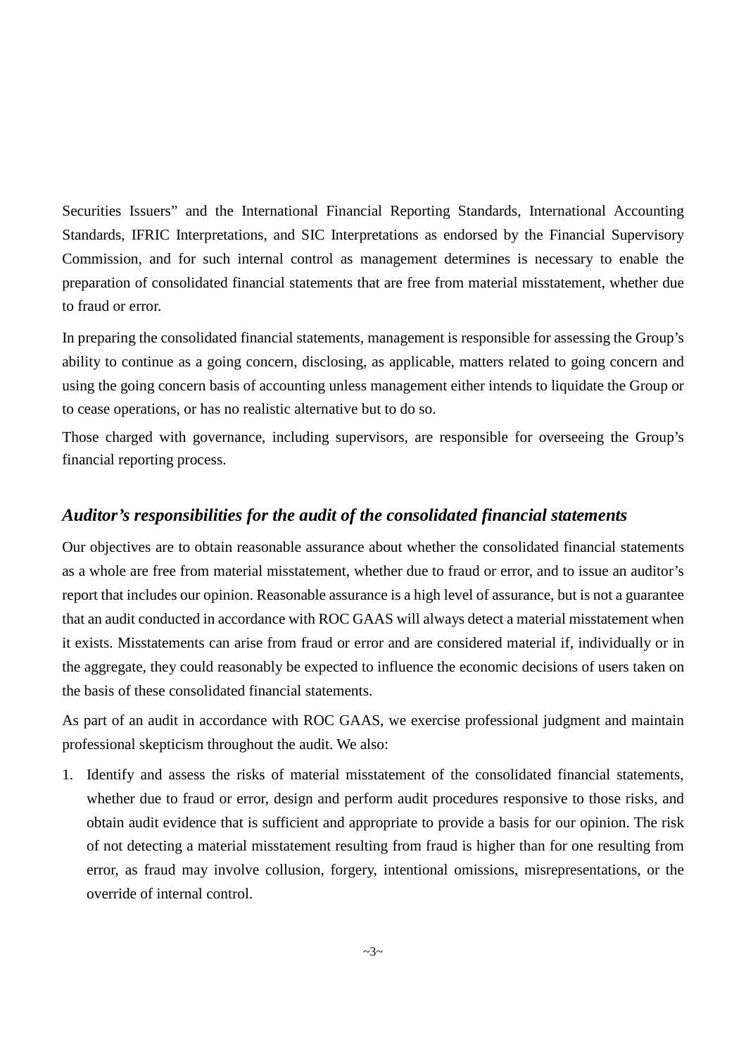Securities Issuers” and the International Financial Reporting Standards, International Accounting Standards, IFRIC Interpretations, and SIC Interpretations as endorsed by the Financial Supervisory Commission, and for such internal control as management determines is necessary to enable the preparation of consolidated financial statements that are free from material misstatement, whether due to fraud or error.

In preparing the consolidated financial statements, management is responsible for assessing the Group’s ability to continue as a going concern, disclosing, as applicable, matters related to going concern and using the going concern basis of accounting unless management either intends to liquidate the Group or to cease operations, or has no realistic alternative but to do so.

Those charged with governance, including supervisors, are responsible for overseeing the Group’s financial reporting process.

### *Auditor’s responsibilities for the audit of the consolidated financial statements*

Our objectives are to obtain reasonable assurance about whether the consolidated financial statements as a whole are free from material misstatement, whether due to fraud or error, and to issue an auditor’s report that includes our opinion. Reasonable assurance is a high level of assurance, but is not a guarantee that an audit conducted in accordance with ROC GAAS will always detect a material misstatement when it exists. Misstatements can arise from fraud or error and are considered material if, individually or in the aggregate, they could reasonably be expected to influence the economic decisions of users taken on the basis of these consolidated financial statements.

As part of an audit in accordance with ROC GAAS, we exercise professional judgment and maintain professional skepticism throughout the audit. We also:

1. Identify and assess the risks of material misstatement of the consolidated financial statements, whether due to fraud or error, design and perform audit procedures responsive to those risks, and obtain audit evidence that is sufficient and appropriate to provide a basis for our opinion. The risk of not detecting a material misstatement resulting from fraud is higher than for one resulting from error, as fraud may involve collusion, forgery, intentional omissions, misrepresentations, or the override of internal control.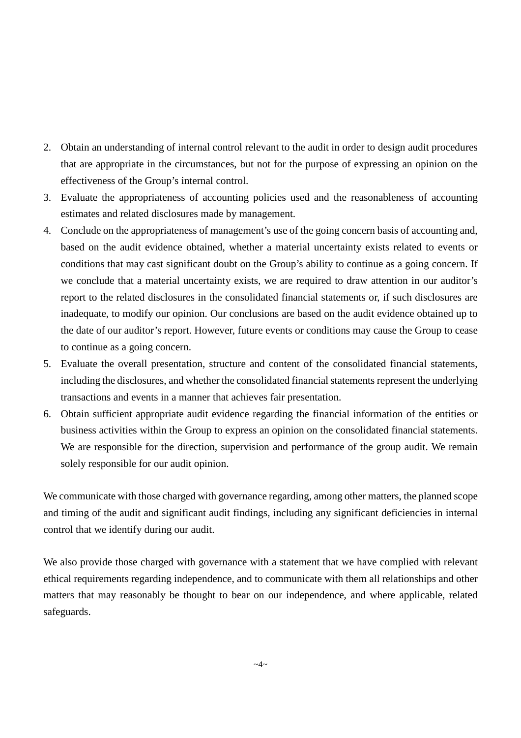2. Obtain an understanding of internal control relevant to the audit in order to design audit procedures that are appropriate in the circumstances, but not for the purpose of expressing an opinion on the effectiveness of the Group's internal control.
3. Evaluate the appropriateness of accounting policies used and the reasonableness of accounting estimates and related disclosures made by management.
4. Conclude on the appropriateness of management's use of the going concern basis of accounting and, based on the audit evidence obtained, whether a material uncertainty exists related to events or conditions that may cast significant doubt on the Group's ability to continue as a going concern. If we conclude that a material uncertainty exists, we are required to draw attention in our auditor's report to the related disclosures in the consolidated financial statements or, if such disclosures are inadequate, to modify our opinion. Our conclusions are based on the audit evidence obtained up to the date of our auditor's report. However, future events or conditions may cause the Group to cease to continue as a going concern.
5. Evaluate the overall presentation, structure and content of the consolidated financial statements, including the disclosures, and whether the consolidated financial statements represent the underlying transactions and events in a manner that achieves fair presentation.
6. Obtain sufficient appropriate audit evidence regarding the financial information of the entities or business activities within the Group to express an opinion on the consolidated financial statements. We are responsible for the direction, supervision and performance of the group audit. We remain solely responsible for our audit opinion.

We communicate with those charged with governance regarding, among other matters, the planned scope and timing of the audit and significant audit findings, including any significant deficiencies in internal control that we identify during our audit.

We also provide those charged with governance with a statement that we have complied with relevant ethical requirements regarding independence, and to communicate with them all relationships and other matters that may reasonably be thought to bear on our independence, and where applicable, related safeguards.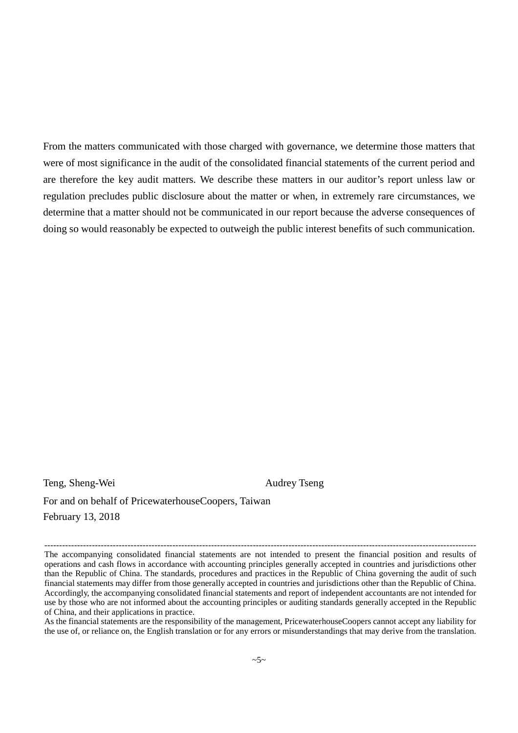From the matters communicated with those charged with governance, we determine those matters that were of most significance in the audit of the consolidated financial statements of the current period and are therefore the key audit matters. We describe these matters in our auditor's report unless law or regulation precludes public disclosure about the matter or when, in extremely rare circumstances, we determine that a matter should not be communicated in our report because the adverse consequences of doing so would reasonably be expected to outweigh the public interest benefits of such communication.

Teng, Sheng-Wei                                        Audrey Tseng

For and on behalf of PricewaterhouseCoopers, Taiwan

February 13, 2018

---

The accompanying consolidated financial statements are not intended to present the financial position and results of operations and cash flows in accordance with accounting principles generally accepted in countries and jurisdictions other than the Republic of China. The standards, procedures and practices in the Republic of China governing the audit of such financial statements may differ from those generally accepted in countries and jurisdictions other than the Republic of China. Accordingly, the accompanying consolidated financial statements and report of independent accountants are not intended for use by those who are not informed about the accounting principles or auditing standards generally accepted in the Republic of China, and their applications in practice.

As the financial statements are the responsibility of the management, PricewaterhouseCoopers cannot accept any liability for the use of, or reliance on, the English translation or for any errors or misunderstandings that may derive from the translation.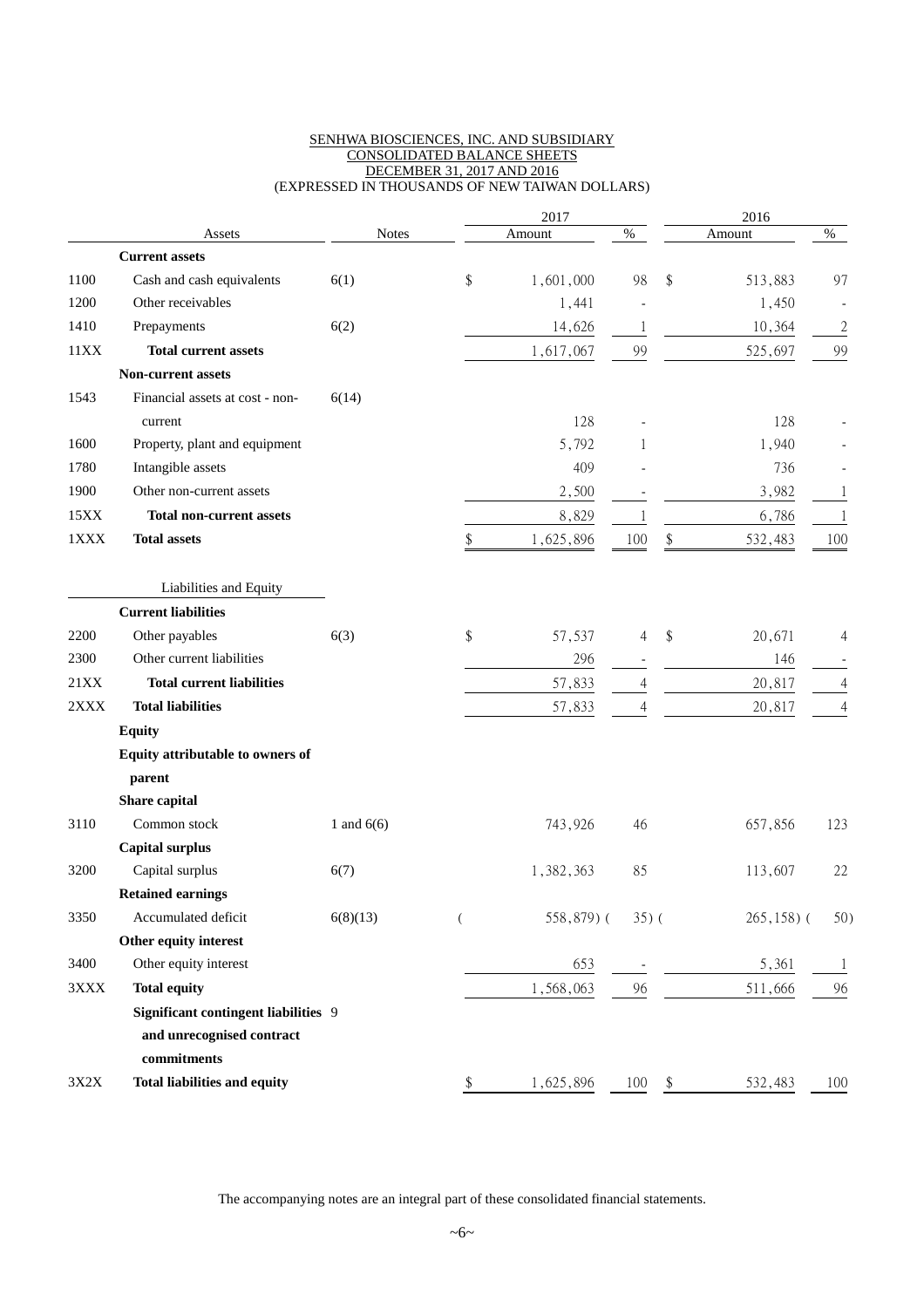SENHWA BIOSCIENCES, INC. AND SUBSIDIARY
CONSOLIDATED BALANCE SHEETS
DECEMBER 31, 2017 AND 2016
(EXPRESSED IN THOUSANDS OF NEW TAIWAN DOLLARS)

| | Assets | Notes | 2017 Amount | % | 2016 Amount | % |
|---|---|---|---|---|---|---|
| | **Current assets** | | | | | |
| 1100 | Cash and cash equivalents | 6(1) | $ 1,601,000 | 98 | $ 513,883 | 97 |
| 1200 | Other receivables | | 1,441 | - | 1,450 | - |
| 1410 | Prepayments | 6(2) | 14,626 | 1 | 10,364 | 2 |
| 11XX | **Total current assets** | | 1,617,067 | 99 | 525,697 | 99 |
| | **Non-current assets** | | | | | |
| 1543 | Financial assets at cost - non-current | 6(14) | 128 | - | 128 | - |
| 1600 | Property, plant and equipment | | 5,792 | 1 | 1,940 | - |
| 1780 | Intangible assets | | 409 | - | 736 | - |
| 1900 | Other non-current assets | | 2,500 | - | 3,982 | 1 |
| 15XX | **Total non-current assets** | | 8,829 | 1 | 6,786 | 1 |
| 1XXX | **Total assets** | | $ 1,625,896 | 100 | $ 532,483 | 100 |
| | Liabilities and Equity | | | | | |
| | **Current liabilities** | | | | | |
| 2200 | Other payables | 6(3) | $ 57,537 | 4 | $ 20,671 | 4 |
| 2300 | Other current liabilities | | 296 | - | 146 | - |
| 21XX | **Total current liabilities** | | 57,833 | 4 | 20,817 | 4 |
| 2XXX | **Total liabilities** | | 57,833 | 4 | 20,817 | 4 |
| | **Equity** | | | | | |
| | **Equity attributable to owners of parent** | | | | | |
| | **Share capital** | | | | | |
| 3110 | Common stock | 1 and 6(6) | 743,926 | 46 | 657,856 | 123 |
| | **Capital surplus** | | | | | |
| 3200 | Capital surplus | 6(7) | 1,382,363 | 85 | 113,607 | 22 |
| | **Retained earnings** | | | | | |
| 3350 | Accumulated deficit | 6(8)(13) | ( 558,879) | ( 35) | ( 265,158) | ( 50) |
| | **Other equity interest** | | | | | |
| 3400 | Other equity interest | | 653 | - | 5,361 | 1 |
| 3XXX | **Total equity** | | 1,568,063 | 96 | 511,666 | 96 |
| | **Significant contingent liabilities and unrecognised contract commitments** | 9 | | | | |
| 3X2X | **Total liabilities and equity** | | $ 1,625,896 | 100 | $ 532,483 | 100 |

The accompanying notes are an integral part of these consolidated financial statements.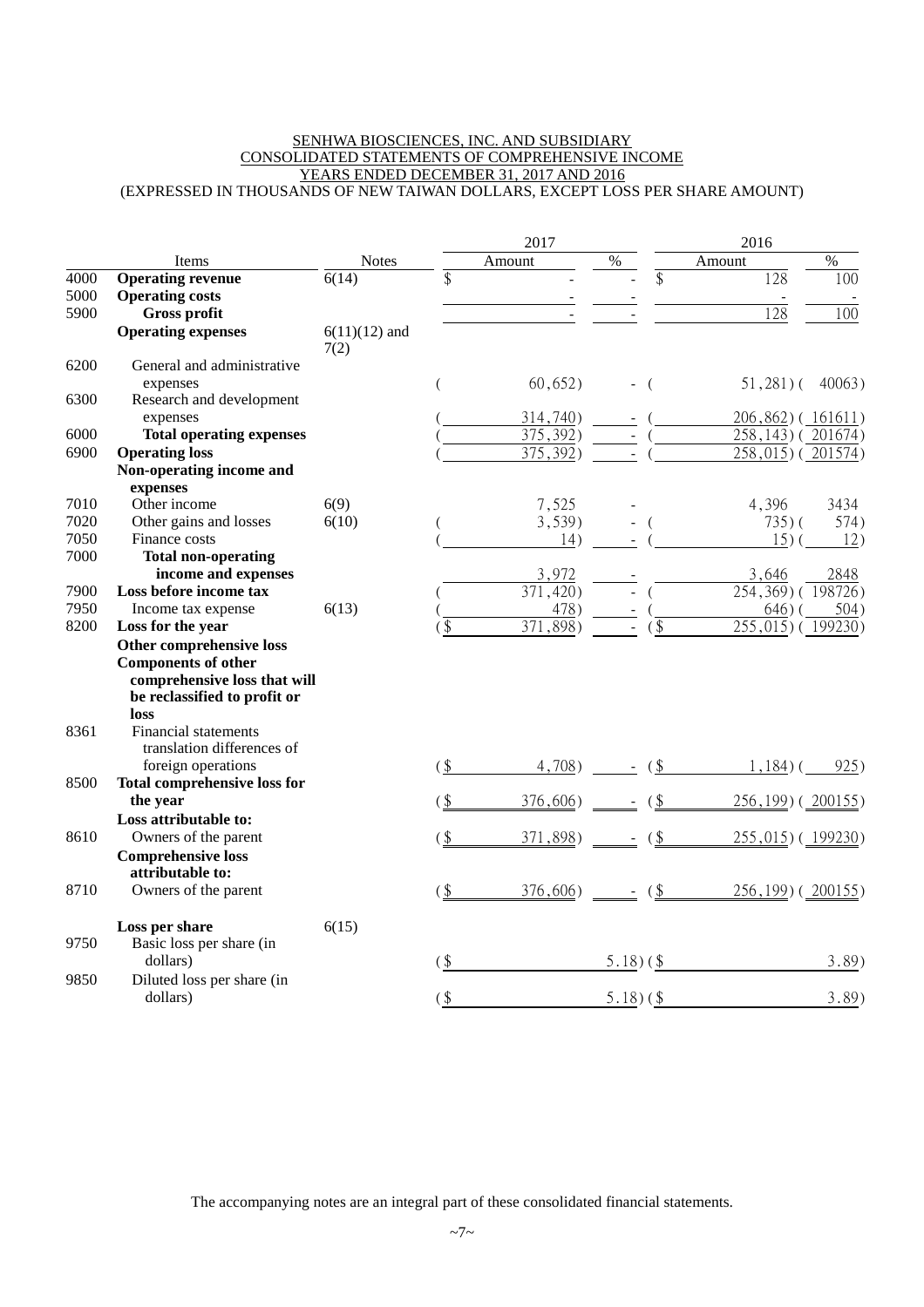SENHWA BIOSCIENCES, INC. AND SUBSIDIARY
CONSOLIDATED STATEMENTS OF COMPREHENSIVE INCOME
YEARS ENDED DECEMBER 31, 2017 AND 2016
(EXPRESSED IN THOUSANDS OF NEW TAIWAN DOLLARS, EXCEPT LOSS PER SHARE AMOUNT)

| | Items | Notes | 2017 Amount | 2017 % | 2016 Amount | 2016 % |
|---|---|---|---|---|---|---|
| 4000 | **Operating revenue** | 6(14) | $ - | - | $ 128 | 100 |
| 5000 | **Operating costs** | | - | - | - | - |
| 5900 | **Gross profit** | | - | - | 128 | 100 |
| | **Operating expenses** | 6(11)(12) and 7(2) | | | | |
| 6200 | General and administrative expenses | | ( 60,652) | - | ( 51,281) | ( 40063) |
| 6300 | Research and development expenses | | ( 314,740) | - | ( 206,862) | ( 161611) |
| 6000 | **Total operating expenses** | | ( 375,392) | - | ( 258,143) | ( 201674) |
| 6900 | **Operating loss** | | ( 375,392) | - | ( 258,015) | ( 201574) |
| | **Non-operating income and expenses** | | | | | |
| 7010 | Other income | 6(9) | 7,525 | - | 4,396 | 3434 |
| 7020 | Other gains and losses | 6(10) | ( 3,539) | - | ( 735) | ( 574) |
| 7050 | Finance costs | | ( 14) | - | ( 15) | ( 12) |
| 7000 | **Total non-operating income and expenses** | | 3,972 | - | 3,646 | 2848 |
| 7900 | **Loss before income tax** | | ( 371,420) | - | ( 254,369) | ( 198726) |
| 7950 | Income tax expense | 6(13) | ( 478) | - | ( 646) | ( 504) |
| 8200 | **Loss for the year** | | ($ 371,898) | - | ($ 255,015) | ( 199230) |
| | **Other comprehensive loss** | | | | | |
| | **Components of other comprehensive loss that will be reclassified to profit or loss** | | | | | |
| 8361 | Financial statements translation differences of foreign operations | | ($ 4,708) | - | ($ 1,184) | ( 925) |
| 8500 | **Total comprehensive loss for the year** | | ($ 376,606) | - | ($ 256,199) | ( 200155) |
| | **Loss attributable to:** | | | | | |
| 8610 | Owners of the parent | | ($ 371,898) | - | ($ 255,015) | ( 199230) |
| | **Comprehensive loss attributable to:** | | | | | |
| 8710 | Owners of the parent | | ($ 376,606) | - | ($ 256,199) | ( 200155) |
| | | | | | | |
| | **Loss per share** | 6(15) | | | | |
| 9750 | Basic loss per share (in dollars) | | ($ | 5.18) | ($ | 3.89) |
| 9850 | Diluted loss per share (in dollars) | | ($ | 5.18) | ($ | 3.89) |

The accompanying notes are an integral part of these consolidated financial statements.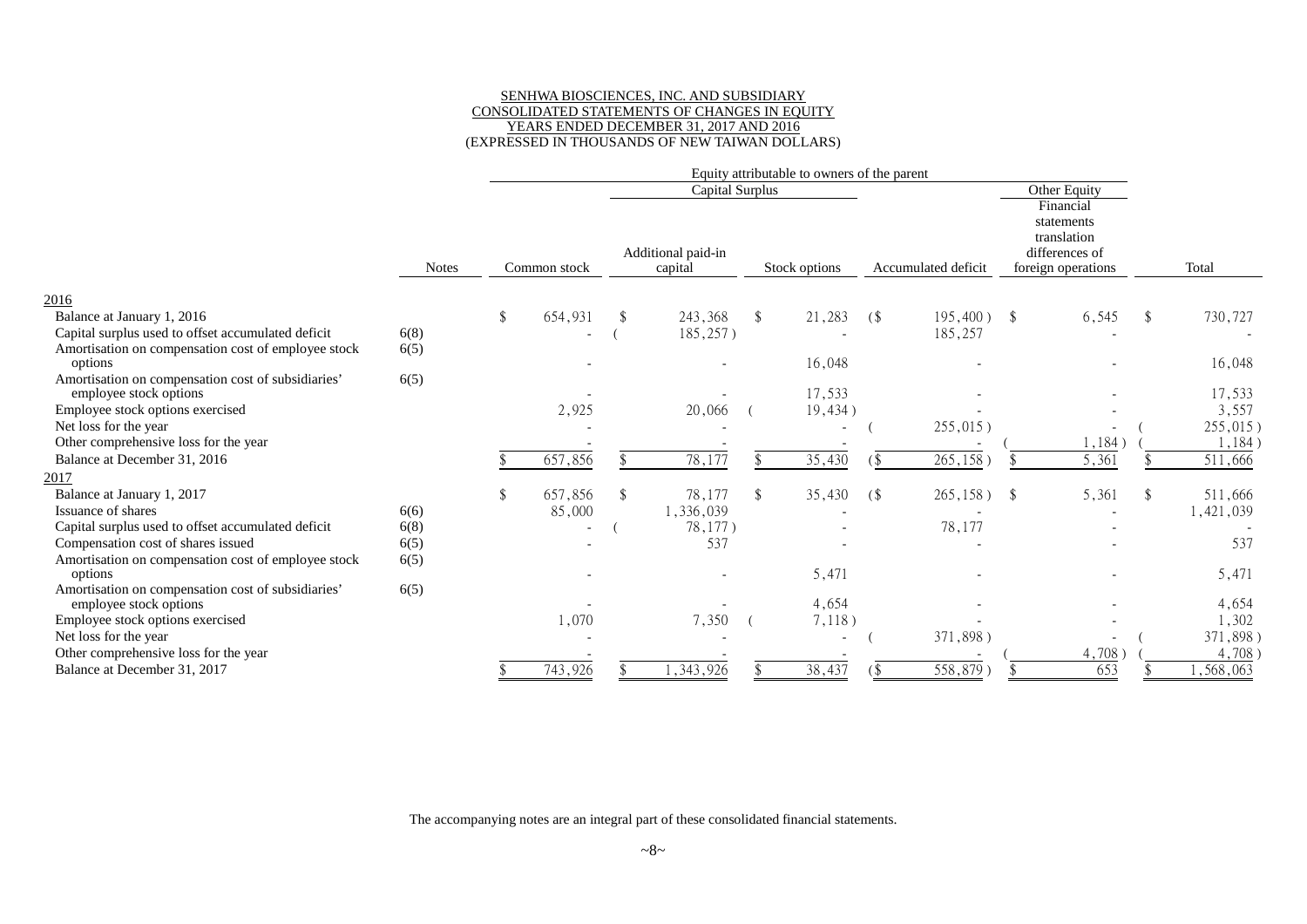SENHWA BIOSCIENCES, INC. AND SUBSIDIARY
CONSOLIDATED STATEMENTS OF CHANGES IN EQUITY
YEARS ENDED DECEMBER 31, 2017 AND 2016
(EXPRESSED IN THOUSANDS OF NEW TAIWAN DOLLARS)

| | | Equity attributable to owners of the parent | | | | | |
|---|---|---|---|---|---|---|---|
| | | | Capital Surplus | | | Other Equity | |
| | Notes | Common stock | Additional paid-in capital | Stock options | Accumulated deficit | Financial statements translation differences of foreign operations | Total |
| **2016** | | | | | | | |
| Balance at January 1, 2016 | | $ 654,931 | $ 243,368 | $ 21,283 | ($ 195,400) | $ 6,545 | $ 730,727 |
| Capital surplus used to offset accumulated deficit | 6(8) | - | ( 185,257) | - | 185,257 | - | - |
| Amortisation on compensation cost of employee stock options | 6(5) | - | - | 16,048 | - | - | 16,048 |
| Amortisation on compensation cost of subsidiaries' employee stock options | 6(5) | - | - | 17,533 | - | - | 17,533 |
| Employee stock options exercised | | 2,925 | 20,066 | ( 19,434) | - | - | 3,557 |
| Net loss for the year | | - | - | - | ( 255,015) | - | ( 255,015) |
| Other comprehensive loss for the year | | - | - | - | - | ( 1,184) | ( 1,184) |
| Balance at December 31, 2016 | | $ 657,856 | $ 78,177 | $ 35,430 | ($ 265,158) | $ 5,361 | $ 511,666 |
| **2017** | | | | | | | |
| Balance at January 1, 2017 | | $ 657,856 | $ 78,177 | $ 35,430 | ($ 265,158) | $ 5,361 | $ 511,666 |
| Issuance of shares | 6(6) | 85,000 | 1,336,039 | - | - | - | 1,421,039 |
| Capital surplus used to offset accumulated deficit | 6(8) | - | ( 78,177) | - | 78,177 | - | - |
| Compensation cost of shares issued | 6(5) | - | 537 | - | - | - | 537 |
| Amortisation on compensation cost of employee stock options | 6(5) | - | - | 5,471 | - | - | 5,471 |
| Amortisation on compensation cost of subsidiaries' employee stock options | 6(5) | - | - | 4,654 | - | - | 4,654 |
| Employee stock options exercised | | 1,070 | 7,350 | ( 7,118) | - | - | 1,302 |
| Net loss for the year | | - | - | - | ( 371,898) | - | ( 371,898) |
| Other comprehensive loss for the year | | - | - | - | - | ( 4,708) | ( 4,708) |
| Balance at December 31, 2017 | | $ 743,926 | $ 1,343,926 | $ 38,437 | ($ 558,879) | $ 653 | $ 1,568,063 |

The accompanying notes are an integral part of these consolidated financial statements.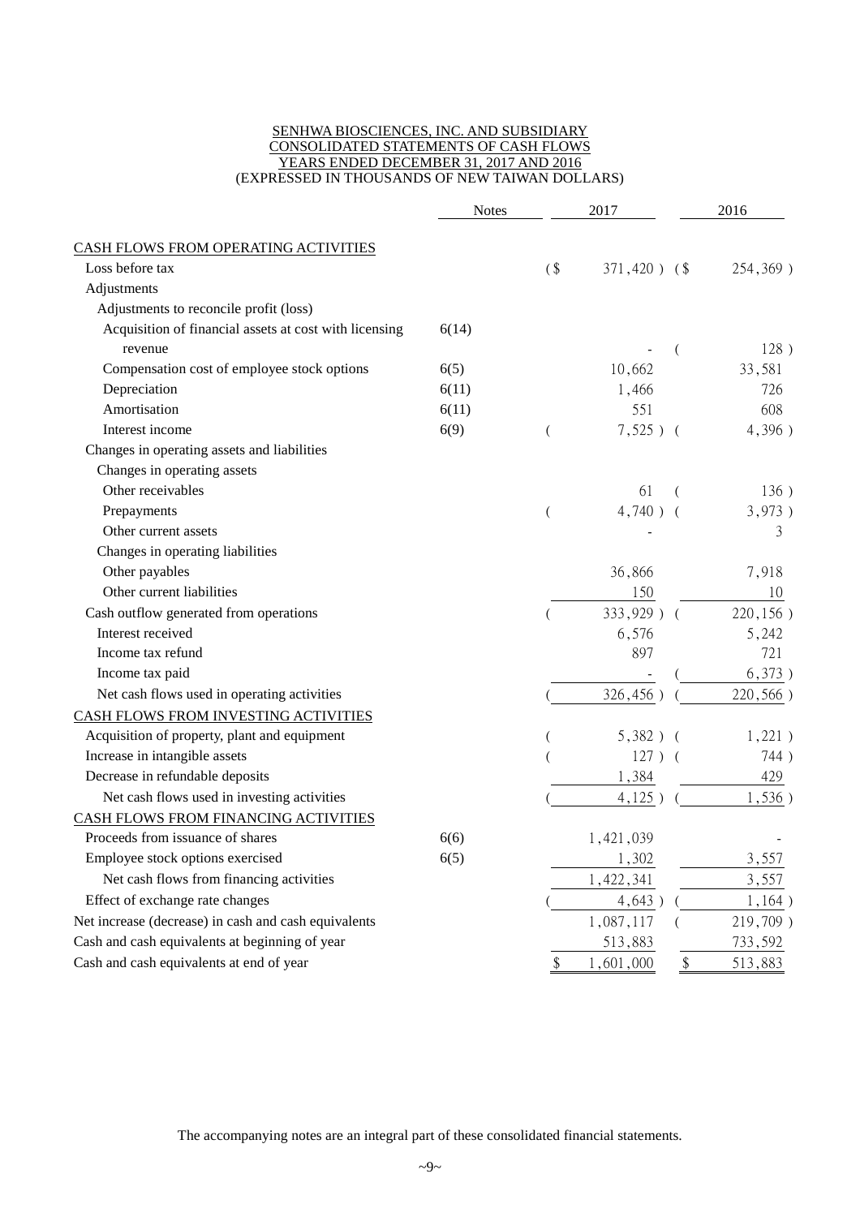SENHWA BIOSCIENCES, INC. AND SUBSIDIARY
CONSOLIDATED STATEMENTS OF CASH FLOWS
YEARS ENDED DECEMBER 31, 2017 AND 2016
(EXPRESSED IN THOUSANDS OF NEW TAIWAN DOLLARS)

| | Notes | 2017 | 2016 |
|---|---|---|---|
| CASH FLOWS FROM OPERATING ACTIVITIES | | | |
| Loss before tax | | ($ 371,420 ) | ($ 254,369 ) |
| Adjustments | | | |
| Adjustments to reconcile profit (loss) | | | |
| Acquisition of financial assets at cost with licensing revenue | 6(14) | - | ( 128 ) |
| Compensation cost of employee stock options | 6(5) | 10,662 | 33,581 |
| Depreciation | 6(11) | 1,466 | 726 |
| Amortisation | 6(11) | 551 | 608 |
| Interest income | 6(9) | ( 7,525 ) | ( 4,396 ) |
| Changes in operating assets and liabilities | | | |
| Changes in operating assets | | | |
| Other receivables | | 61 | ( 136 ) |
| Prepayments | | ( 4,740 ) | ( 3,973 ) |
| Other current assets | | - | 3 |
| Changes in operating liabilities | | | |
| Other payables | | 36,866 | 7,918 |
| Other current liabilities | | 150 | 10 |
| Cash outflow generated from operations | | ( 333,929 ) | ( 220,156 ) |
| Interest received | | 6,576 | 5,242 |
| Income tax refund | | 897 | 721 |
| Income tax paid | | - | ( 6,373 ) |
| Net cash flows used in operating activities | | ( 326,456 ) | ( 220,566 ) |
| CASH FLOWS FROM INVESTING ACTIVITIES | | | |
| Acquisition of property, plant and equipment | | ( 5,382 ) | ( 1,221 ) |
| Increase in intangible assets | | ( 127 ) | ( 744 ) |
| Decrease in refundable deposits | | 1,384 | 429 |
| Net cash flows used in investing activities | | ( 4,125 ) | ( 1,536 ) |
| CASH FLOWS FROM FINANCING ACTIVITIES | | | |
| Proceeds from issuance of shares | 6(6) | 1,421,039 | - |
| Employee stock options exercised | 6(5) | 1,302 | 3,557 |
| Net cash flows from financing activities | | 1,422,341 | 3,557 |
| Effect of exchange rate changes | | ( 4,643 ) | ( 1,164 ) |
| Net increase (decrease) in cash and cash equivalents | | 1,087,117 | ( 219,709 ) |
| Cash and cash equivalents at beginning of year | | 513,883 | 733,592 |
| Cash and cash equivalents at end of year | | $ 1,601,000 | $ 513,883 |

The accompanying notes are an integral part of these consolidated financial statements.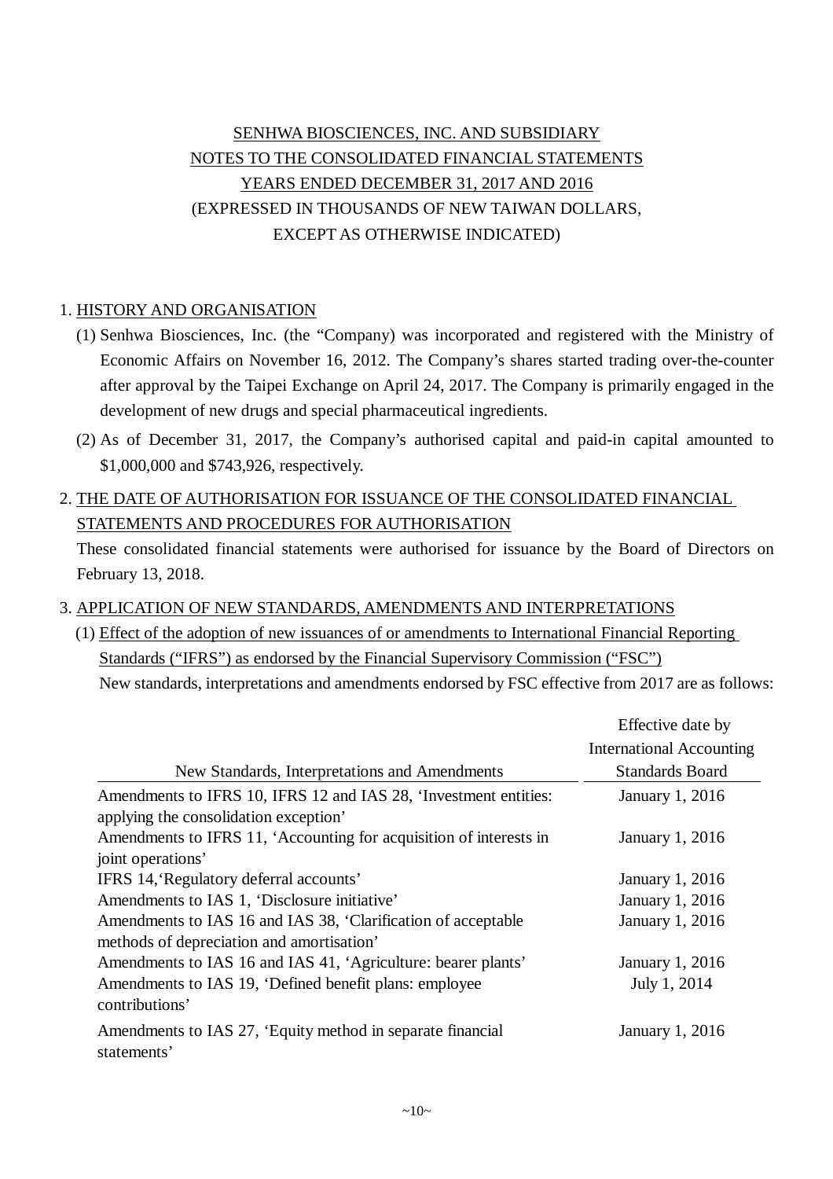SENHWA BIOSCIENCES, INC. AND SUBSIDIARY
NOTES TO THE CONSOLIDATED FINANCIAL STATEMENTS
YEARS ENDED DECEMBER 31, 2017 AND 2016
(EXPRESSED IN THOUSANDS OF NEW TAIWAN DOLLARS,
EXCEPT AS OTHERWISE INDICATED)

## 1. HISTORY AND ORGANISATION

(1) Senhwa Biosciences, Inc. (the "Company) was incorporated and registered with the Ministry of Economic Affairs on November 16, 2012. The Company's shares started trading over-the-counter after approval by the Taipei Exchange on April 24, 2017. The Company is primarily engaged in the development of new drugs and special pharmaceutical ingredients.

(2) As of December 31, 2017, the Company's authorised capital and paid-in capital amounted to $1,000,000 and $743,926, respectively.

## 2. THE DATE OF AUTHORISATION FOR ISSUANCE OF THE CONSOLIDATED FINANCIAL STATEMENTS AND PROCEDURES FOR AUTHORISATION

These consolidated financial statements were authorised for issuance by the Board of Directors on February 13, 2018.

## 3. APPLICATION OF NEW STANDARDS, AMENDMENTS AND INTERPRETATIONS

(1) Effect of the adoption of new issuances of or amendments to International Financial Reporting Standards ("IFRS") as endorsed by the Financial Supervisory Commission ("FSC")

New standards, interpretations and amendments endorsed by FSC effective from 2017 are as follows:

| New Standards, Interpretations and Amendments | Effective date by International Accounting Standards Board |
|---|---|
| Amendments to IFRS 10, IFRS 12 and IAS 28, 'Investment entities: applying the consolidation exception' | January 1, 2016 |
| Amendments to IFRS 11, 'Accounting for acquisition of interests in joint operations' | January 1, 2016 |
| IFRS 14,'Regulatory deferral accounts' | January 1, 2016 |
| Amendments to IAS 1, 'Disclosure initiative' | January 1, 2016 |
| Amendments to IAS 16 and IAS 38, 'Clarification of acceptable methods of depreciation and amortisation' | January 1, 2016 |
| Amendments to IAS 16 and IAS 41, 'Agriculture: bearer plants' | January 1, 2016 |
| Amendments to IAS 19, 'Defined benefit plans: employee contributions' | July 1, 2014 |
| Amendments to IAS 27, 'Equity method in separate financial statements' | January 1, 2016 |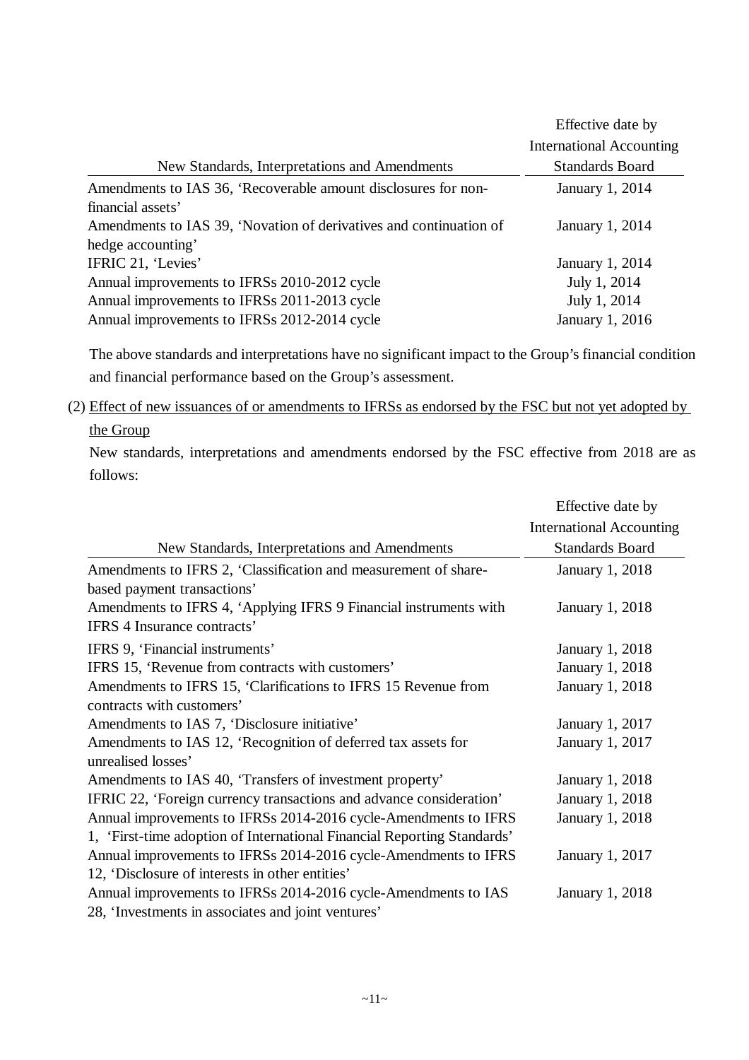| New Standards, Interpretations and Amendments | Effective date by International Accounting Standards Board |
|---|---|
| Amendments to IAS 36, 'Recoverable amount disclosures for non-financial assets' | January 1, 2014 |
| Amendments to IAS 39, 'Novation of derivatives and continuation of hedge accounting' | January 1, 2014 |
| IFRIC 21, 'Levies' | January 1, 2014 |
| Annual improvements to IFRSs 2010-2012 cycle | July 1, 2014 |
| Annual improvements to IFRSs 2011-2013 cycle | July 1, 2014 |
| Annual improvements to IFRSs 2012-2014 cycle | January 1, 2016 |

The above standards and interpretations have no significant impact to the Group's financial condition and financial performance based on the Group's assessment.

(2) Effect of new issuances of or amendments to IFRSs as endorsed by the FSC but not yet adopted by the Group

New standards, interpretations and amendments endorsed by the FSC effective from 2018 are as follows:

| New Standards, Interpretations and Amendments | Effective date by International Accounting Standards Board |
|---|---|
| Amendments to IFRS 2, 'Classification and measurement of share-based payment transactions' | January 1, 2018 |
| Amendments to IFRS 4, 'Applying IFRS 9 Financial instruments with IFRS 4 Insurance contracts' | January 1, 2018 |
| IFRS 9, 'Financial instruments' | January 1, 2018 |
| IFRS 15, 'Revenue from contracts with customers' | January 1, 2018 |
| Amendments to IFRS 15, 'Clarifications to IFRS 15 Revenue from contracts with customers' | January 1, 2018 |
| Amendments to IAS 7, 'Disclosure initiative' | January 1, 2017 |
| Amendments to IAS 12, 'Recognition of deferred tax assets for unrealised losses' | January 1, 2017 |
| Amendments to IAS 40, 'Transfers of investment property' | January 1, 2018 |
| IFRIC 22, 'Foreign currency transactions and advance consideration' | January 1, 2018 |
| Annual improvements to IFRSs 2014-2016 cycle-Amendments to IFRS 1, 'First-time adoption of International Financial Reporting Standards' | January 1, 2018 |
| Annual improvements to IFRSs 2014-2016 cycle-Amendments to IFRS 12, 'Disclosure of interests in other entities' | January 1, 2017 |
| Annual improvements to IFRSs 2014-2016 cycle-Amendments to IAS 28, 'Investments in associates and joint ventures' | January 1, 2018 |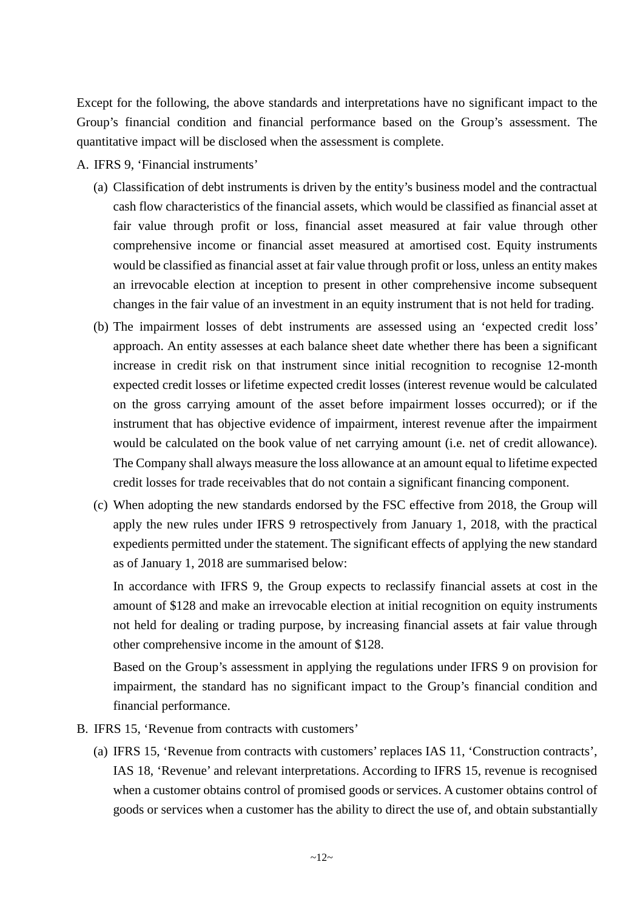Except for the following, the above standards and interpretations have no significant impact to the Group's financial condition and financial performance based on the Group's assessment. The quantitative impact will be disclosed when the assessment is complete.

A. IFRS 9, 'Financial instruments'

(a) Classification of debt instruments is driven by the entity's business model and the contractual cash flow characteristics of the financial assets, which would be classified as financial asset at fair value through profit or loss, financial asset measured at fair value through other comprehensive income or financial asset measured at amortised cost. Equity instruments would be classified as financial asset at fair value through profit or loss, unless an entity makes an irrevocable election at inception to present in other comprehensive income subsequent changes in the fair value of an investment in an equity instrument that is not held for trading.

(b) The impairment losses of debt instruments are assessed using an 'expected credit loss' approach. An entity assesses at each balance sheet date whether there has been a significant increase in credit risk on that instrument since initial recognition to recognise 12-month expected credit losses or lifetime expected credit losses (interest revenue would be calculated on the gross carrying amount of the asset before impairment losses occurred); or if the instrument that has objective evidence of impairment, interest revenue after the impairment would be calculated on the book value of net carrying amount (i.e. net of credit allowance). The Company shall always measure the loss allowance at an amount equal to lifetime expected credit losses for trade receivables that do not contain a significant financing component.

(c) When adopting the new standards endorsed by the FSC effective from 2018, the Group will apply the new rules under IFRS 9 retrospectively from January 1, 2018, with the practical expedients permitted under the statement. The significant effects of applying the new standard as of January 1, 2018 are summarised below:

In accordance with IFRS 9, the Group expects to reclassify financial assets at cost in the amount of $128 and make an irrevocable election at initial recognition on equity instruments not held for dealing or trading purpose, by increasing financial assets at fair value through other comprehensive income in the amount of $128.

Based on the Group's assessment in applying the regulations under IFRS 9 on provision for impairment, the standard has no significant impact to the Group's financial condition and financial performance.

B. IFRS 15, 'Revenue from contracts with customers'

(a) IFRS 15, 'Revenue from contracts with customers' replaces IAS 11, 'Construction contracts', IAS 18, 'Revenue' and relevant interpretations. According to IFRS 15, revenue is recognised when a customer obtains control of promised goods or services. A customer obtains control of goods or services when a customer has the ability to direct the use of, and obtain substantially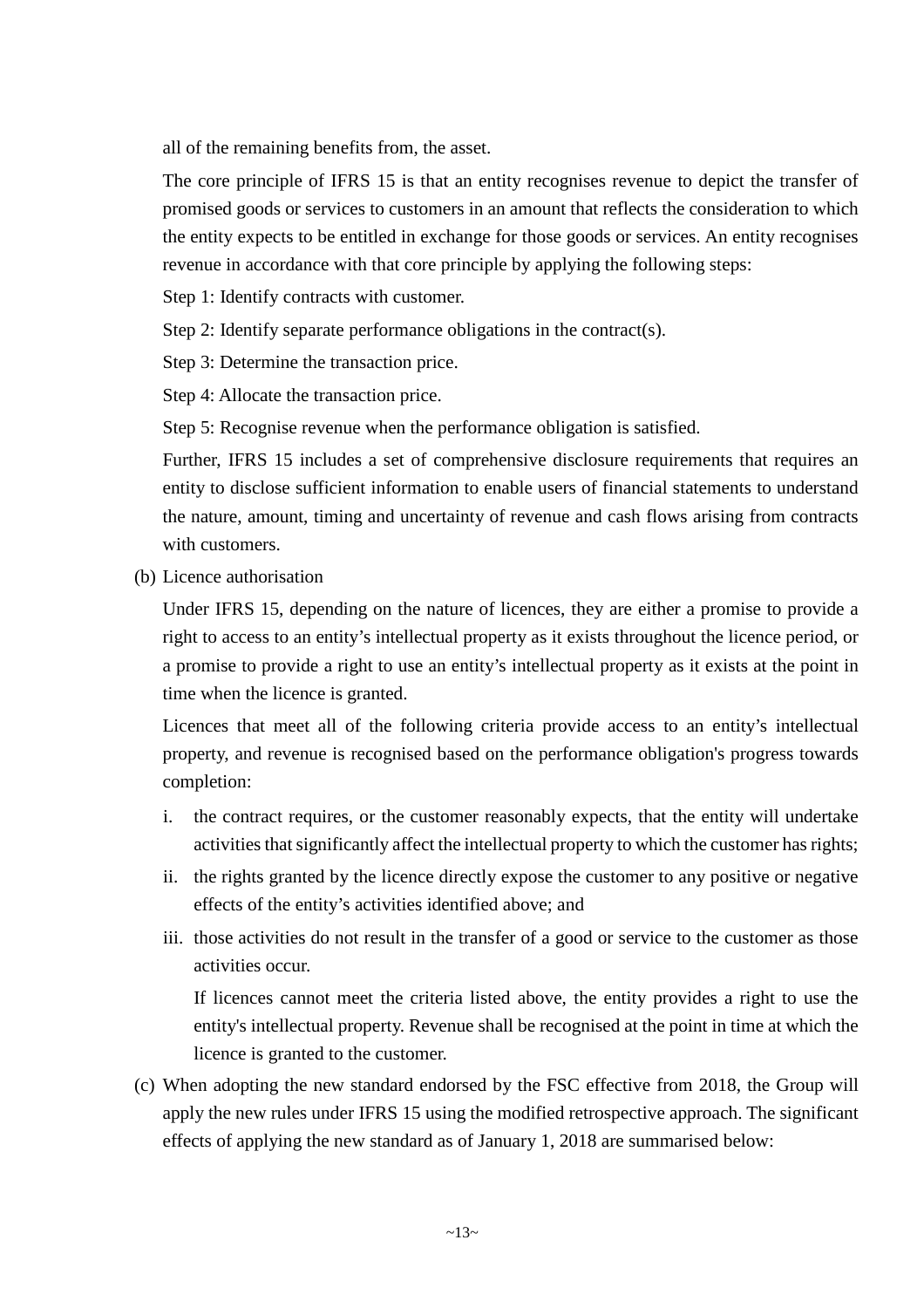all of the remaining benefits from, the asset.

The core principle of IFRS 15 is that an entity recognises revenue to depict the transfer of promised goods or services to customers in an amount that reflects the consideration to which the entity expects to be entitled in exchange for those goods or services. An entity recognises revenue in accordance with that core principle by applying the following steps:

Step 1: Identify contracts with customer.

Step 2: Identify separate performance obligations in the contract(s).

Step 3: Determine the transaction price.

Step 4: Allocate the transaction price.

Step 5: Recognise revenue when the performance obligation is satisfied.

Further, IFRS 15 includes a set of comprehensive disclosure requirements that requires an entity to disclose sufficient information to enable users of financial statements to understand the nature, amount, timing and uncertainty of revenue and cash flows arising from contracts with customers.

(b) Licence authorisation

Under IFRS 15, depending on the nature of licences, they are either a promise to provide a right to access to an entity's intellectual property as it exists throughout the licence period, or a promise to provide a right to use an entity's intellectual property as it exists at the point in time when the licence is granted.

Licences that meet all of the following criteria provide access to an entity's intellectual property, and revenue is recognised based on the performance obligation's progress towards completion:

i. the contract requires, or the customer reasonably expects, that the entity will undertake activities that significantly affect the intellectual property to which the customer has rights;

ii. the rights granted by the licence directly expose the customer to any positive or negative effects of the entity's activities identified above; and

iii. those activities do not result in the transfer of a good or service to the customer as those activities occur.

If licences cannot meet the criteria listed above, the entity provides a right to use the entity's intellectual property. Revenue shall be recognised at the point in time at which the licence is granted to the customer.

(c) When adopting the new standard endorsed by the FSC effective from 2018, the Group will apply the new rules under IFRS 15 using the modified retrospective approach. The significant effects of applying the new standard as of January 1, 2018 are summarised below: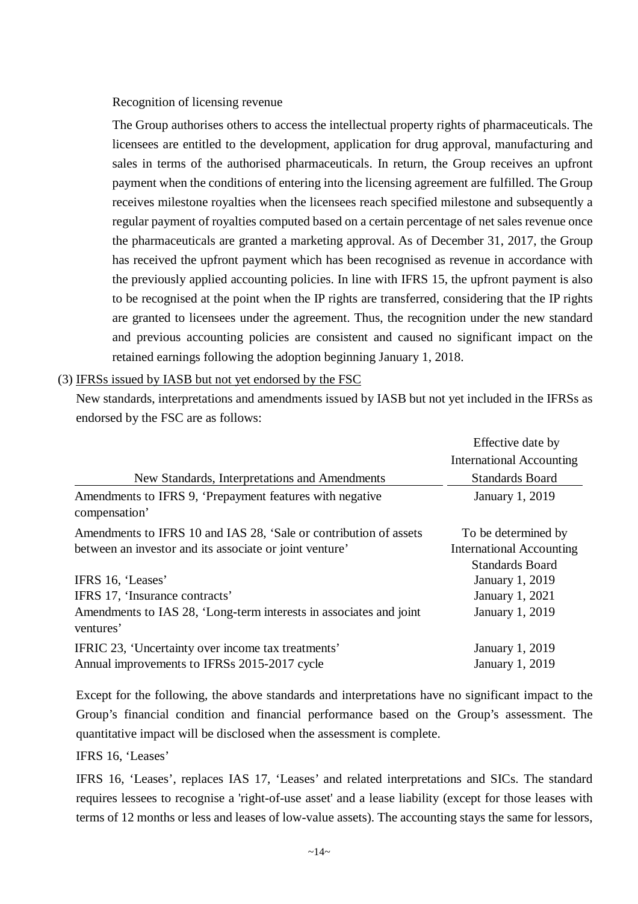Recognition of licensing revenue

The Group authorises others to access the intellectual property rights of pharmaceuticals. The licensees are entitled to the development, application for drug approval, manufacturing and sales in terms of the authorised pharmaceuticals. In return, the Group receives an upfront payment when the conditions of entering into the licensing agreement are fulfilled. The Group receives milestone royalties when the licensees reach specified milestone and subsequently a regular payment of royalties computed based on a certain percentage of net sales revenue once the pharmaceuticals are granted a marketing approval. As of December 31, 2017, the Group has received the upfront payment which has been recognised as revenue in accordance with the previously applied accounting policies. In line with IFRS 15, the upfront payment is also to be recognised at the point when the IP rights are transferred, considering that the IP rights are granted to licensees under the agreement. Thus, the recognition under the new standard and previous accounting policies are consistent and caused no significant impact on the retained earnings following the adoption beginning January 1, 2018.

(3) IFRSs issued by IASB but not yet endorsed by the FSC

New standards, interpretations and amendments issued by IASB but not yet included in the IFRSs as endorsed by the FSC are as follows:

| New Standards, Interpretations and Amendments | Effective date by International Accounting Standards Board |
|---|---|
| Amendments to IFRS 9, 'Prepayment features with negative compensation' | January 1, 2019 |
| Amendments to IFRS 10 and IAS 28, 'Sale or contribution of assets between an investor and its associate or joint venture' | To be determined by International Accounting Standards Board |
| IFRS 16, 'Leases' | January 1, 2019 |
| IFRS 17, 'Insurance contracts' | January 1, 2021 |
| Amendments to IAS 28, 'Long-term interests in associates and joint ventures' | January 1, 2019 |
| IFRIC 23, 'Uncertainty over income tax treatments' | January 1, 2019 |
| Annual improvements to IFRSs 2015-2017 cycle | January 1, 2019 |

Except for the following, the above standards and interpretations have no significant impact to the Group's financial condition and financial performance based on the Group's assessment. The quantitative impact will be disclosed when the assessment is complete.

IFRS 16, 'Leases'

IFRS 16, 'Leases', replaces IAS 17, 'Leases' and related interpretations and SICs. The standard requires lessees to recognise a 'right-of-use asset' and a lease liability (except for those leases with terms of 12 months or less and leases of low-value assets). The accounting stays the same for lessors,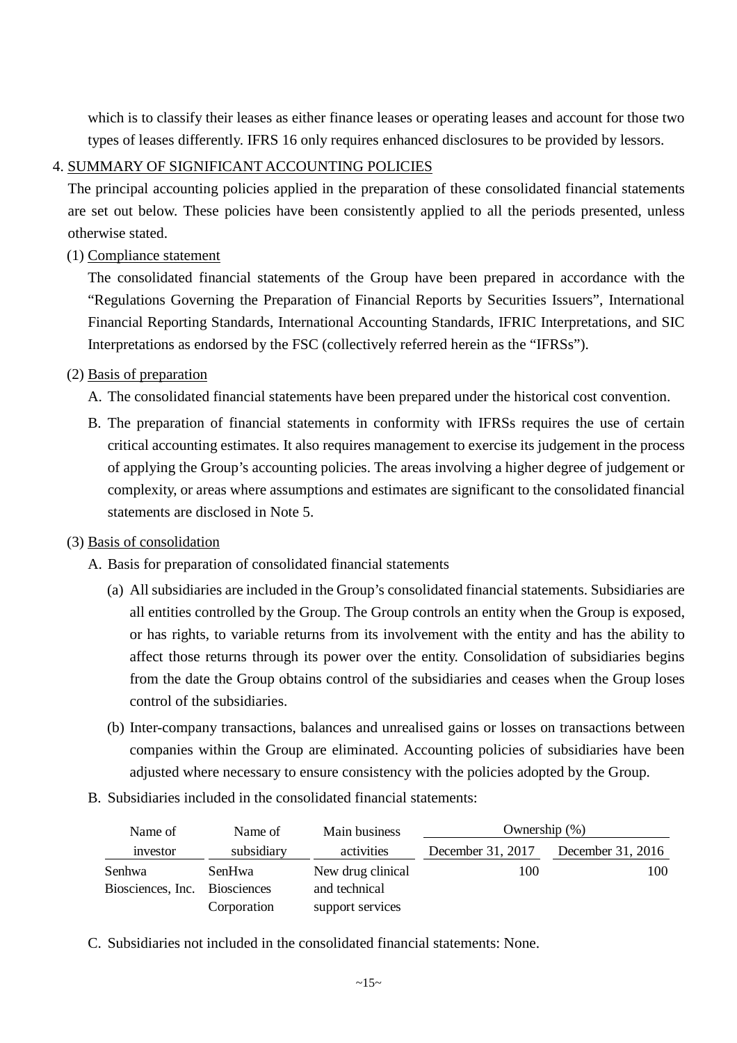which is to classify their leases as either finance leases or operating leases and account for those two types of leases differently. IFRS 16 only requires enhanced disclosures to be provided by lessors.

## 4. SUMMARY OF SIGNIFICANT ACCOUNTING POLICIES

The principal accounting policies applied in the preparation of these consolidated financial statements are set out below. These policies have been consistently applied to all the periods presented, unless otherwise stated.

### (1) Compliance statement

The consolidated financial statements of the Group have been prepared in accordance with the "Regulations Governing the Preparation of Financial Reports by Securities Issuers", International Financial Reporting Standards, International Accounting Standards, IFRIC Interpretations, and SIC Interpretations as endorsed by the FSC (collectively referred herein as the "IFRSs").

### (2) Basis of preparation

A. The consolidated financial statements have been prepared under the historical cost convention.

B. The preparation of financial statements in conformity with IFRSs requires the use of certain critical accounting estimates. It also requires management to exercise its judgement in the process of applying the Group's accounting policies. The areas involving a higher degree of judgement or complexity, or areas where assumptions and estimates are significant to the consolidated financial statements are disclosed in Note 5.

### (3) Basis of consolidation

A. Basis for preparation of consolidated financial statements

(a) All subsidiaries are included in the Group's consolidated financial statements. Subsidiaries are all entities controlled by the Group. The Group controls an entity when the Group is exposed, or has rights, to variable returns from its involvement with the entity and has the ability to affect those returns through its power over the entity. Consolidation of subsidiaries begins from the date the Group obtains control of the subsidiaries and ceases when the Group loses control of the subsidiaries.

(b) Inter-company transactions, balances and unrealised gains or losses on transactions between companies within the Group are eliminated. Accounting policies of subsidiaries have been adjusted where necessary to ensure consistency with the policies adopted by the Group.

B. Subsidiaries included in the consolidated financial statements:

| Name of investor | Name of subsidiary | Main business activities | Ownership (%) | |
|---|---|---|---|---|
| | | | December 31, 2017 | December 31, 2016 |
| Senhwa Biosciences, Inc. | SenHwa Biosciences Corporation | New drug clinical and technical support services | 100 | 100 |

C. Subsidiaries not included in the consolidated financial statements: None.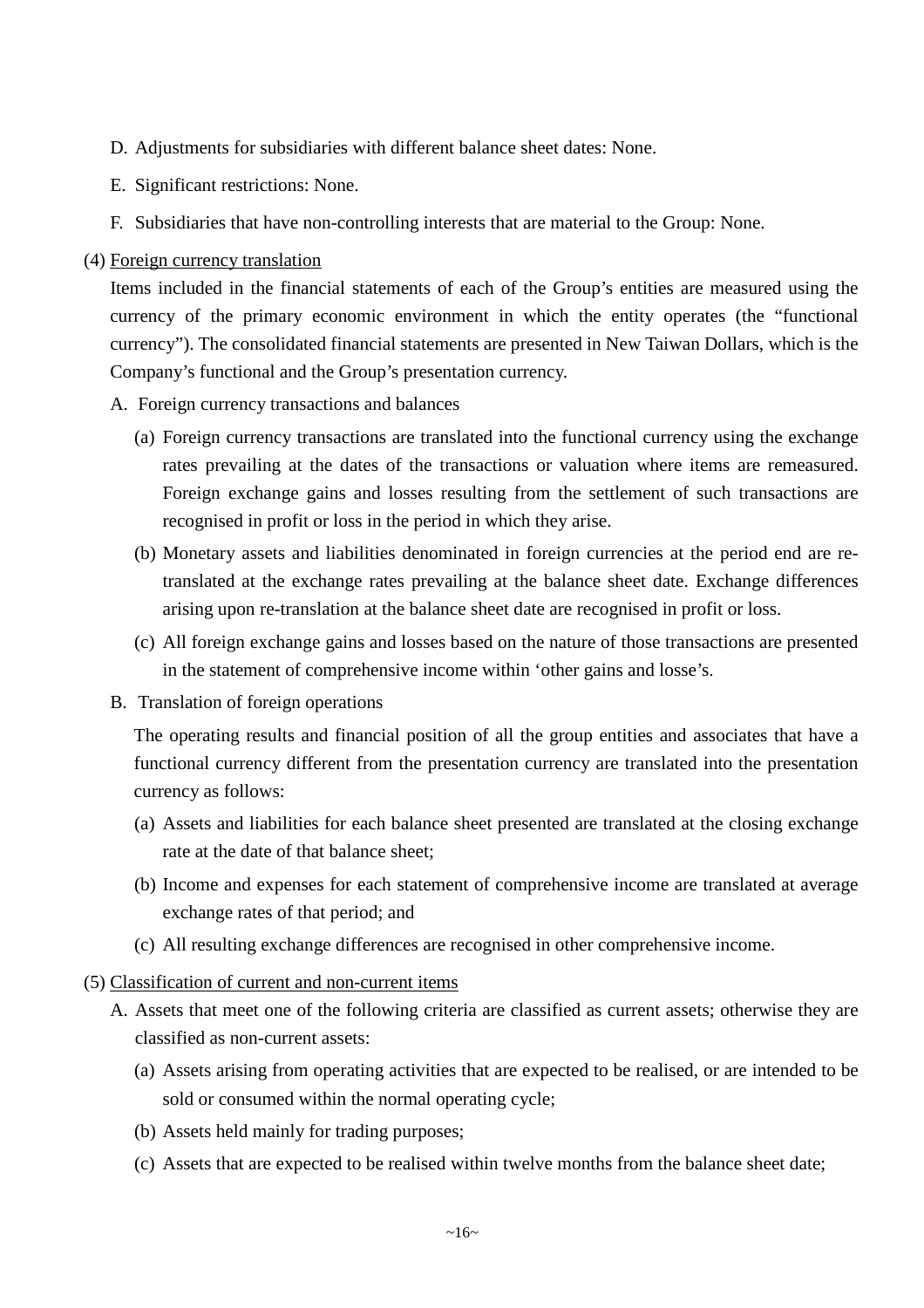D. Adjustments for subsidiaries with different balance sheet dates: None.

E. Significant restrictions: None.

F. Subsidiaries that have non-controlling interests that are material to the Group: None.

(4) Foreign currency translation

Items included in the financial statements of each of the Group's entities are measured using the currency of the primary economic environment in which the entity operates (the "functional currency"). The consolidated financial statements are presented in New Taiwan Dollars, which is the Company's functional and the Group's presentation currency.

A. Foreign currency transactions and balances

(a) Foreign currency transactions are translated into the functional currency using the exchange rates prevailing at the dates of the transactions or valuation where items are remeasured. Foreign exchange gains and losses resulting from the settlement of such transactions are recognised in profit or loss in the period in which they arise.

(b) Monetary assets and liabilities denominated in foreign currencies at the period end are re-translated at the exchange rates prevailing at the balance sheet date. Exchange differences arising upon re-translation at the balance sheet date are recognised in profit or loss.

(c) All foreign exchange gains and losses based on the nature of those transactions are presented in the statement of comprehensive income within 'other gains and losse's.

B. Translation of foreign operations

The operating results and financial position of all the group entities and associates that have a functional currency different from the presentation currency are translated into the presentation currency as follows:

(a) Assets and liabilities for each balance sheet presented are translated at the closing exchange rate at the date of that balance sheet;

(b) Income and expenses for each statement of comprehensive income are translated at average exchange rates of that period; and

(c) All resulting exchange differences are recognised in other comprehensive income.

(5) Classification of current and non-current items

A. Assets that meet one of the following criteria are classified as current assets; otherwise they are classified as non-current assets:

(a) Assets arising from operating activities that are expected to be realised, or are intended to be sold or consumed within the normal operating cycle;

(b) Assets held mainly for trading purposes;

(c) Assets that are expected to be realised within twelve months from the balance sheet date;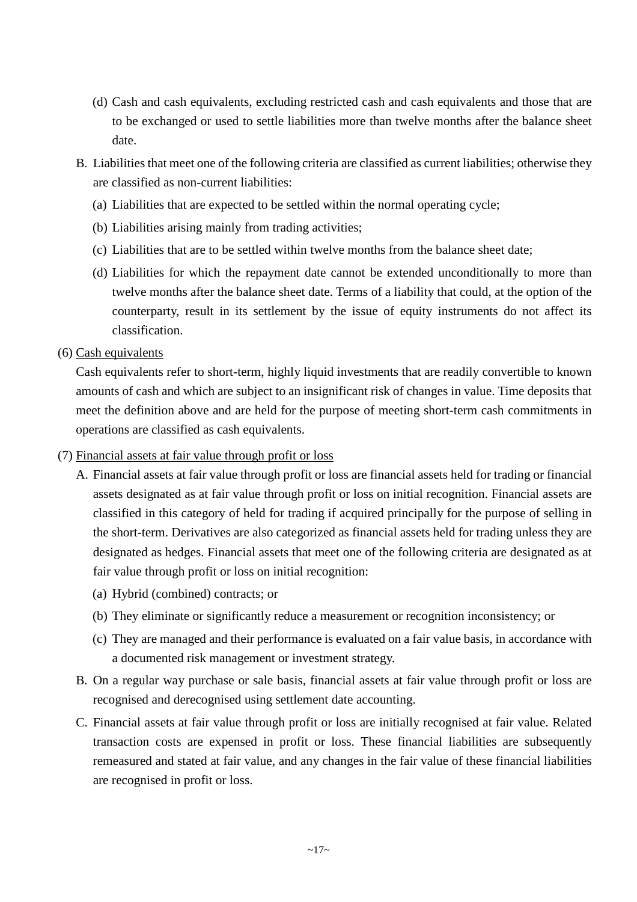(d) Cash and cash equivalents, excluding restricted cash and cash equivalents and those that are to be exchanged or used to settle liabilities more than twelve months after the balance sheet date.

B. Liabilities that meet one of the following criteria are classified as current liabilities; otherwise they are classified as non-current liabilities:

(a) Liabilities that are expected to be settled within the normal operating cycle;

(b) Liabilities arising mainly from trading activities;

(c) Liabilities that are to be settled within twelve months from the balance sheet date;

(d) Liabilities for which the repayment date cannot be extended unconditionally to more than twelve months after the balance sheet date. Terms of a liability that could, at the option of the counterparty, result in its settlement by the issue of equity instruments do not affect its classification.

(6) Cash equivalents

Cash equivalents refer to short-term, highly liquid investments that are readily convertible to known amounts of cash and which are subject to an insignificant risk of changes in value. Time deposits that meet the definition above and are held for the purpose of meeting short-term cash commitments in operations are classified as cash equivalents.

(7) Financial assets at fair value through profit or loss

A. Financial assets at fair value through profit or loss are financial assets held for trading or financial assets designated as at fair value through profit or loss on initial recognition. Financial assets are classified in this category of held for trading if acquired principally for the purpose of selling in the short-term. Derivatives are also categorized as financial assets held for trading unless they are designated as hedges. Financial assets that meet one of the following criteria are designated as at fair value through profit or loss on initial recognition:

(a) Hybrid (combined) contracts; or

(b) They eliminate or significantly reduce a measurement or recognition inconsistency; or

(c) They are managed and their performance is evaluated on a fair value basis, in accordance with a documented risk management or investment strategy.

B. On a regular way purchase or sale basis, financial assets at fair value through profit or loss are recognised and derecognised using settlement date accounting.

C. Financial assets at fair value through profit or loss are initially recognised at fair value. Related transaction costs are expensed in profit or loss. These financial liabilities are subsequently remeasured and stated at fair value, and any changes in the fair value of these financial liabilities are recognised in profit or loss.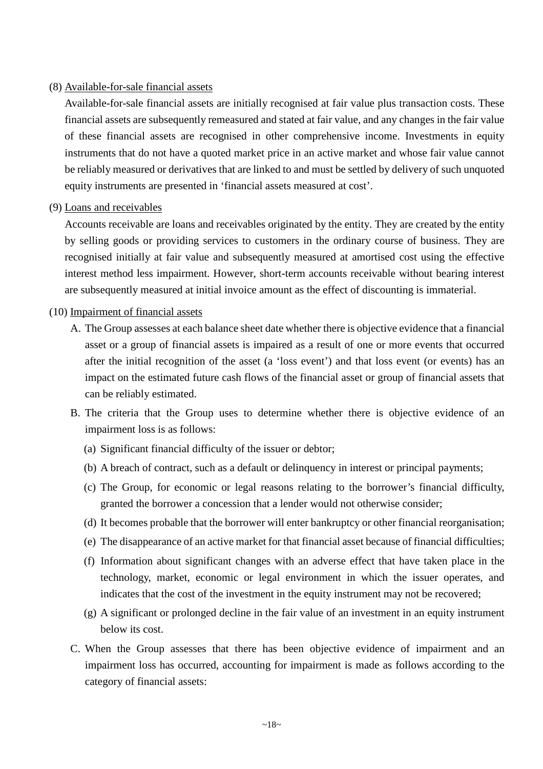(8) Available-for-sale financial assets

Available-for-sale financial assets are initially recognised at fair value plus transaction costs. These financial assets are subsequently remeasured and stated at fair value, and any changes in the fair value of these financial assets are recognised in other comprehensive income. Investments in equity instruments that do not have a quoted market price in an active market and whose fair value cannot be reliably measured or derivatives that are linked to and must be settled by delivery of such unquoted equity instruments are presented in 'financial assets measured at cost'.

(9) Loans and receivables

Accounts receivable are loans and receivables originated by the entity. They are created by the entity by selling goods or providing services to customers in the ordinary course of business. They are recognised initially at fair value and subsequently measured at amortised cost using the effective interest method less impairment. However, short-term accounts receivable without bearing interest are subsequently measured at initial invoice amount as the effect of discounting is immaterial.

(10) Impairment of financial assets

A. The Group assesses at each balance sheet date whether there is objective evidence that a financial asset or a group of financial assets is impaired as a result of one or more events that occurred after the initial recognition of the asset (a 'loss event') and that loss event (or events) has an impact on the estimated future cash flows of the financial asset or group of financial assets that can be reliably estimated.

B. The criteria that the Group uses to determine whether there is objective evidence of an impairment loss is as follows:

(a) Significant financial difficulty of the issuer or debtor;

(b) A breach of contract, such as a default or delinquency in interest or principal payments;

(c) The Group, for economic or legal reasons relating to the borrower's financial difficulty, granted the borrower a concession that a lender would not otherwise consider;

(d) It becomes probable that the borrower will enter bankruptcy or other financial reorganisation;

(e) The disappearance of an active market for that financial asset because of financial difficulties;

(f) Information about significant changes with an adverse effect that have taken place in the technology, market, economic or legal environment in which the issuer operates, and indicates that the cost of the investment in the equity instrument may not be recovered;

(g) A significant or prolonged decline in the fair value of an investment in an equity instrument below its cost.

C. When the Group assesses that there has been objective evidence of impairment and an impairment loss has occurred, accounting for impairment is made as follows according to the category of financial assets: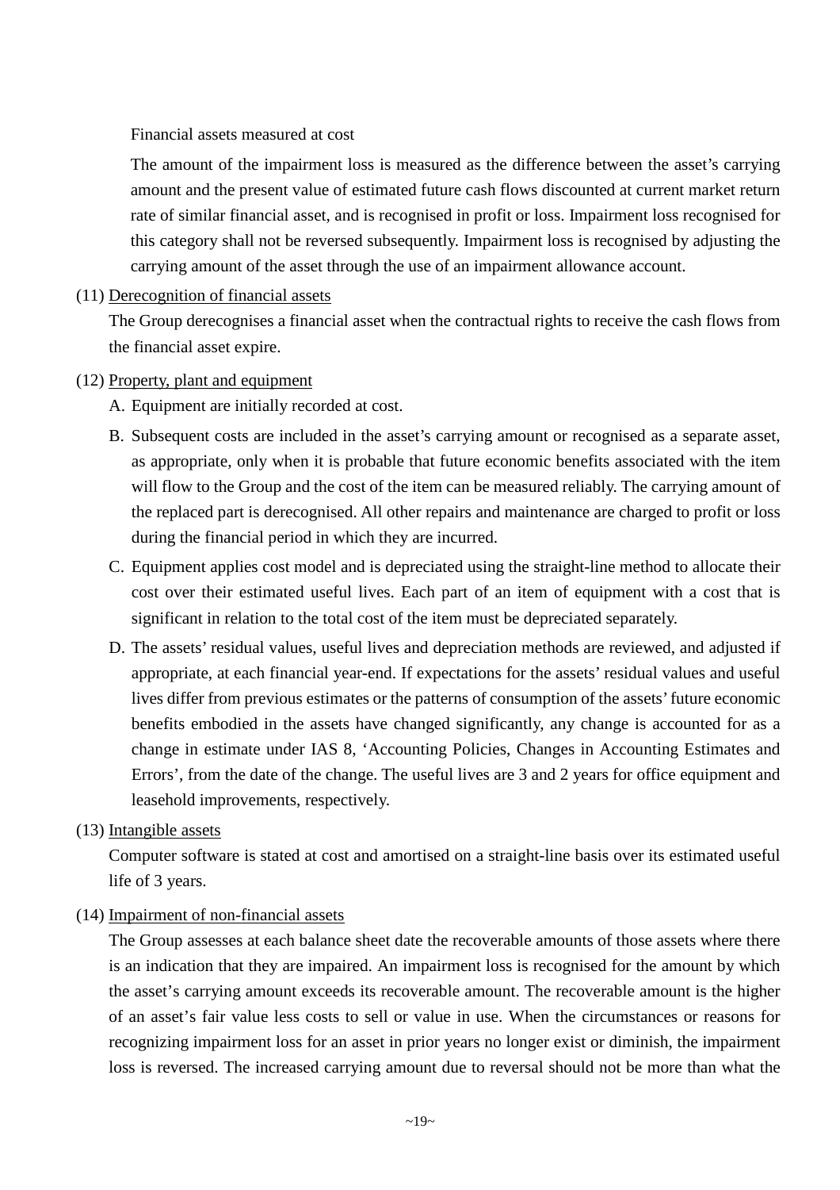Financial assets measured at cost

The amount of the impairment loss is measured as the difference between the asset's carrying amount and the present value of estimated future cash flows discounted at current market return rate of similar financial asset, and is recognised in profit or loss. Impairment loss recognised for this category shall not be reversed subsequently. Impairment loss is recognised by adjusting the carrying amount of the asset through the use of an impairment allowance account.

(11) Derecognition of financial assets

The Group derecognises a financial asset when the contractual rights to receive the cash flows from the financial asset expire.

(12) Property, plant and equipment

A. Equipment are initially recorded at cost.

B. Subsequent costs are included in the asset's carrying amount or recognised as a separate asset, as appropriate, only when it is probable that future economic benefits associated with the item will flow to the Group and the cost of the item can be measured reliably. The carrying amount of the replaced part is derecognised. All other repairs and maintenance are charged to profit or loss during the financial period in which they are incurred.

C. Equipment applies cost model and is depreciated using the straight-line method to allocate their cost over their estimated useful lives. Each part of an item of equipment with a cost that is significant in relation to the total cost of the item must be depreciated separately.

D. The assets' residual values, useful lives and depreciation methods are reviewed, and adjusted if appropriate, at each financial year-end. If expectations for the assets' residual values and useful lives differ from previous estimates or the patterns of consumption of the assets' future economic benefits embodied in the assets have changed significantly, any change is accounted for as a change in estimate under IAS 8, 'Accounting Policies, Changes in Accounting Estimates and Errors', from the date of the change. The useful lives are 3 and 2 years for office equipment and leasehold improvements, respectively.

(13) Intangible assets

Computer software is stated at cost and amortised on a straight-line basis over its estimated useful life of 3 years.

(14) Impairment of non-financial assets

The Group assesses at each balance sheet date the recoverable amounts of those assets where there is an indication that they are impaired. An impairment loss is recognised for the amount by which the asset's carrying amount exceeds its recoverable amount. The recoverable amount is the higher of an asset's fair value less costs to sell or value in use. When the circumstances or reasons for recognizing impairment loss for an asset in prior years no longer exist or diminish, the impairment loss is reversed. The increased carrying amount due to reversal should not be more than what the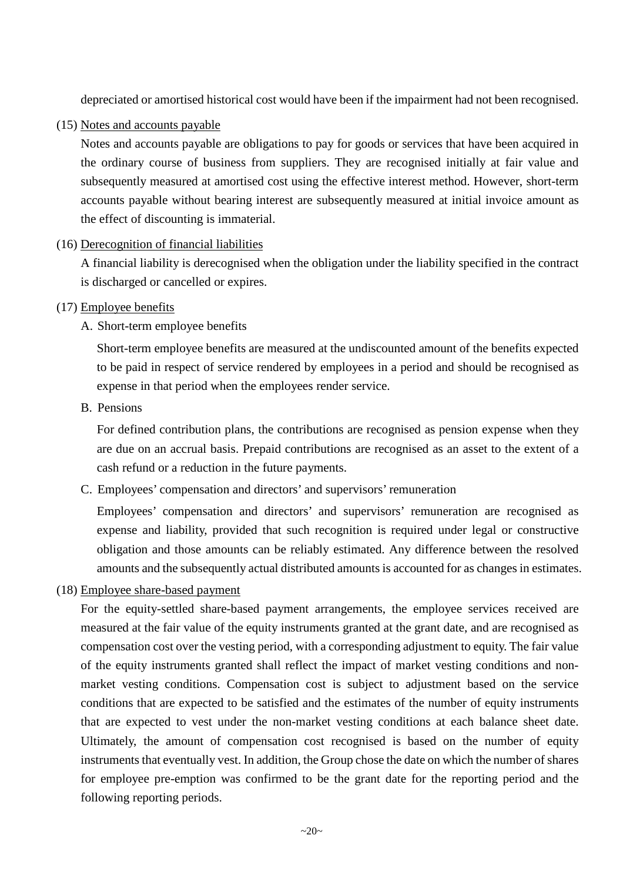depreciated or amortised historical cost would have been if the impairment had not been recognised.

(15) Notes and accounts payable

Notes and accounts payable are obligations to pay for goods or services that have been acquired in the ordinary course of business from suppliers. They are recognised initially at fair value and subsequently measured at amortised cost using the effective interest method. However, short-term accounts payable without bearing interest are subsequently measured at initial invoice amount as the effect of discounting is immaterial.

(16) Derecognition of financial liabilities

A financial liability is derecognised when the obligation under the liability specified in the contract is discharged or cancelled or expires.

(17) Employee benefits

A. Short-term employee benefits

Short-term employee benefits are measured at the undiscounted amount of the benefits expected to be paid in respect of service rendered by employees in a period and should be recognised as expense in that period when the employees render service.

B. Pensions

For defined contribution plans, the contributions are recognised as pension expense when they are due on an accrual basis. Prepaid contributions are recognised as an asset to the extent of a cash refund or a reduction in the future payments.

C. Employees' compensation and directors' and supervisors' remuneration

Employees' compensation and directors' and supervisors' remuneration are recognised as expense and liability, provided that such recognition is required under legal or constructive obligation and those amounts can be reliably estimated. Any difference between the resolved amounts and the subsequently actual distributed amounts is accounted for as changes in estimates.

(18) Employee share-based payment

For the equity-settled share-based payment arrangements, the employee services received are measured at the fair value of the equity instruments granted at the grant date, and are recognised as compensation cost over the vesting period, with a corresponding adjustment to equity. The fair value of the equity instruments granted shall reflect the impact of market vesting conditions and non-market vesting conditions. Compensation cost is subject to adjustment based on the service conditions that are expected to be satisfied and the estimates of the number of equity instruments that are expected to vest under the non-market vesting conditions at each balance sheet date. Ultimately, the amount of compensation cost recognised is based on the number of equity instruments that eventually vest. In addition, the Group chose the date on which the number of shares for employee pre-emption was confirmed to be the grant date for the reporting period and the following reporting periods.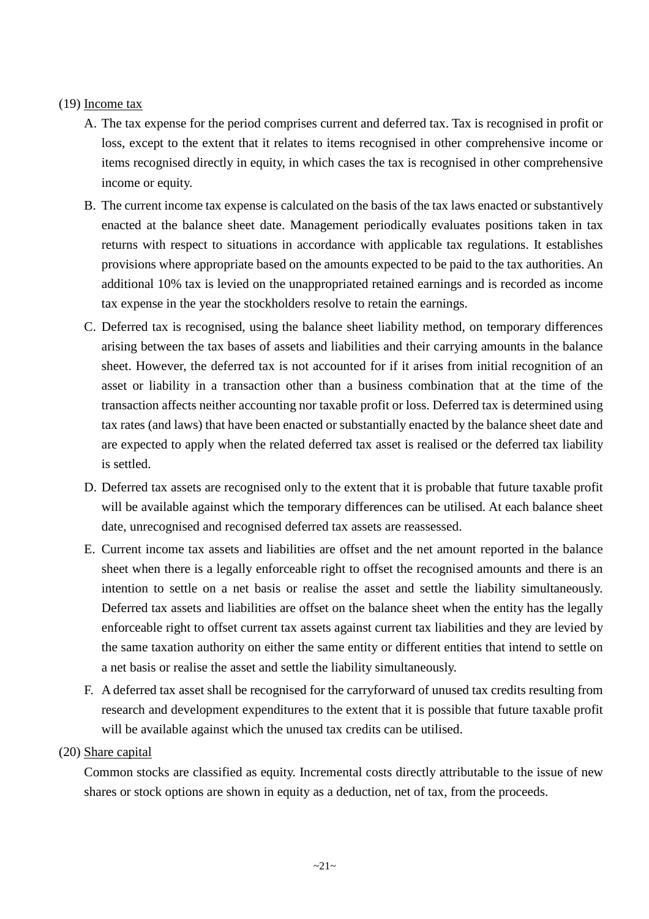(19) Income tax

A. The tax expense for the period comprises current and deferred tax. Tax is recognised in profit or loss, except to the extent that it relates to items recognised in other comprehensive income or items recognised directly in equity, in which cases the tax is recognised in other comprehensive income or equity.

B. The current income tax expense is calculated on the basis of the tax laws enacted or substantively enacted at the balance sheet date. Management periodically evaluates positions taken in tax returns with respect to situations in accordance with applicable tax regulations. It establishes provisions where appropriate based on the amounts expected to be paid to the tax authorities. An additional 10% tax is levied on the unappropriated retained earnings and is recorded as income tax expense in the year the stockholders resolve to retain the earnings.

C. Deferred tax is recognised, using the balance sheet liability method, on temporary differences arising between the tax bases of assets and liabilities and their carrying amounts in the balance sheet. However, the deferred tax is not accounted for if it arises from initial recognition of an asset or liability in a transaction other than a business combination that at the time of the transaction affects neither accounting nor taxable profit or loss. Deferred tax is determined using tax rates (and laws) that have been enacted or substantially enacted by the balance sheet date and are expected to apply when the related deferred tax asset is realised or the deferred tax liability is settled.

D. Deferred tax assets are recognised only to the extent that it is probable that future taxable profit will be available against which the temporary differences can be utilised. At each balance sheet date, unrecognised and recognised deferred tax assets are reassessed.

E. Current income tax assets and liabilities are offset and the net amount reported in the balance sheet when there is a legally enforceable right to offset the recognised amounts and there is an intention to settle on a net basis or realise the asset and settle the liability simultaneously. Deferred tax assets and liabilities are offset on the balance sheet when the entity has the legally enforceable right to offset current tax assets against current tax liabilities and they are levied by the same taxation authority on either the same entity or different entities that intend to settle on a net basis or realise the asset and settle the liability simultaneously.

F. A deferred tax asset shall be recognised for the carryforward of unused tax credits resulting from research and development expenditures to the extent that it is possible that future taxable profit will be available against which the unused tax credits can be utilised.

(20) Share capital

Common stocks are classified as equity. Incremental costs directly attributable to the issue of new shares or stock options are shown in equity as a deduction, net of tax, from the proceeds.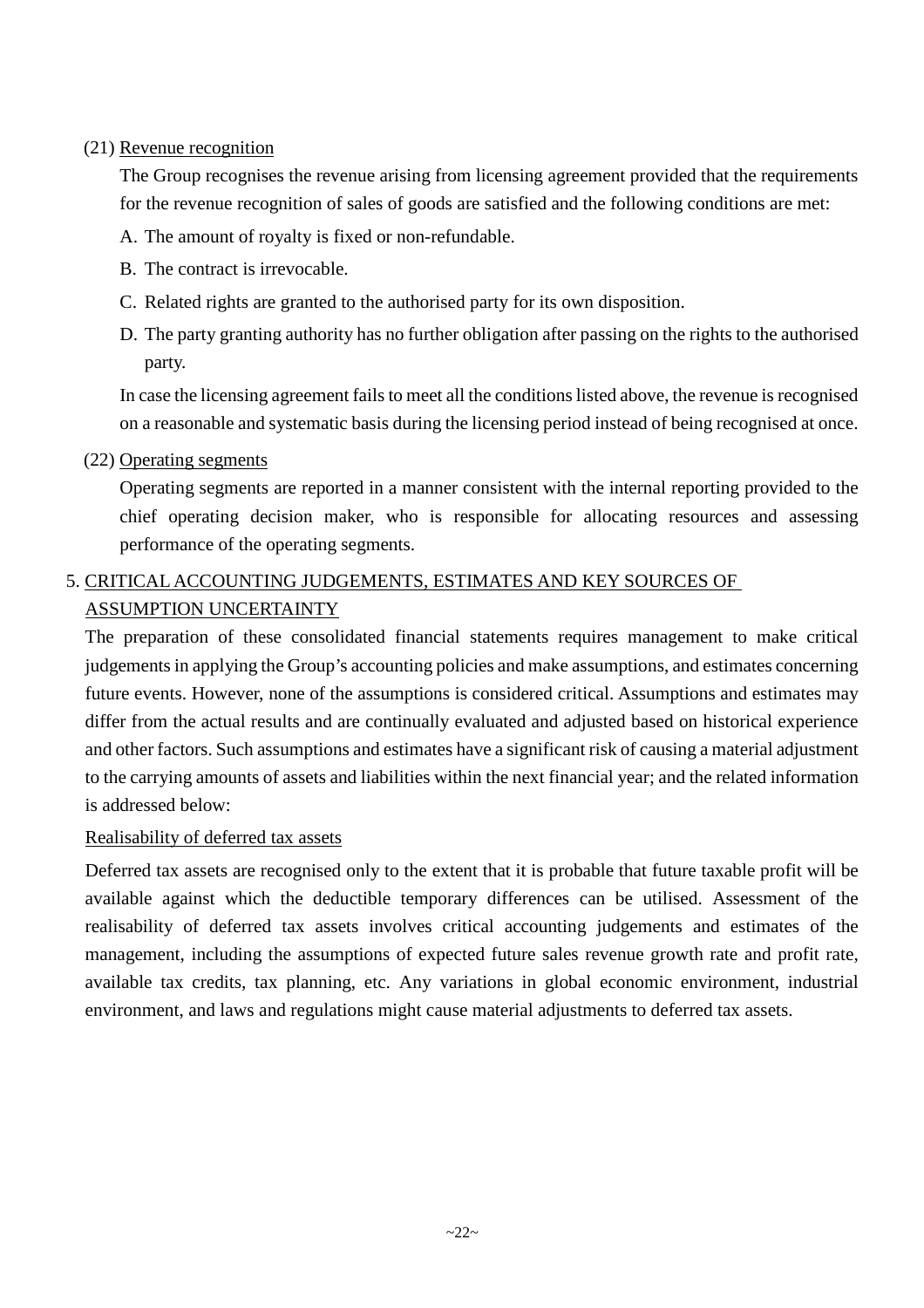(21) Revenue recognition

The Group recognises the revenue arising from licensing agreement provided that the requirements for the revenue recognition of sales of goods are satisfied and the following conditions are met:

A. The amount of royalty is fixed or non-refundable.

B. The contract is irrevocable.

C. Related rights are granted to the authorised party for its own disposition.

D. The party granting authority has no further obligation after passing on the rights to the authorised party.

In case the licensing agreement fails to meet all the conditions listed above, the revenue is recognised on a reasonable and systematic basis during the licensing period instead of being recognised at once.

(22) Operating segments

Operating segments are reported in a manner consistent with the internal reporting provided to the chief operating decision maker, who is responsible for allocating resources and assessing performance of the operating segments.

## 5. CRITICAL ACCOUNTING JUDGEMENTS, ESTIMATES AND KEY SOURCES OF ASSUMPTION UNCERTAINTY

The preparation of these consolidated financial statements requires management to make critical judgements in applying the Group's accounting policies and make assumptions, and estimates concerning future events. However, none of the assumptions is considered critical. Assumptions and estimates may differ from the actual results and are continually evaluated and adjusted based on historical experience and other factors. Such assumptions and estimates have a significant risk of causing a material adjustment to the carrying amounts of assets and liabilities within the next financial year; and the related information is addressed below:

Realisability of deferred tax assets

Deferred tax assets are recognised only to the extent that it is probable that future taxable profit will be available against which the deductible temporary differences can be utilised. Assessment of the realisability of deferred tax assets involves critical accounting judgements and estimates of the management, including the assumptions of expected future sales revenue growth rate and profit rate, available tax credits, tax planning, etc. Any variations in global economic environment, industrial environment, and laws and regulations might cause material adjustments to deferred tax assets.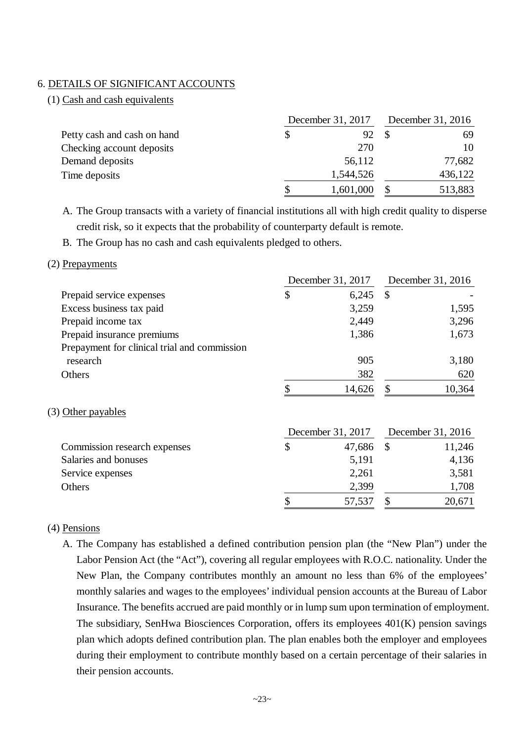## 6. DETAILS OF SIGNIFICANT ACCOUNTS

### (1) Cash and cash equivalents

| | December 31, 2017 | December 31, 2016 |
|---|---|---|
| Petty cash and cash on hand | $ 92 | $ 69 |
| Checking account deposits | 270 | 10 |
| Demand deposits | 56,112 | 77,682 |
| Time deposits | 1,544,526 | 436,122 |
| | $ 1,601,000 | $ 513,883 |

A. The Group transacts with a variety of financial institutions all with high credit quality to disperse credit risk, so it expects that the probability of counterparty default is remote.

B. The Group has no cash and cash equivalents pledged to others.

### (2) Prepayments

| | December 31, 2017 | December 31, 2016 |
|---|---|---|
| Prepaid service expenses | $ 6,245 | $ - |
| Excess business tax paid | 3,259 | 1,595 |
| Prepaid income tax | 2,449 | 3,296 |
| Prepaid insurance premiums | 1,386 | 1,673 |
| Prepayment for clinical trial and commission research | 905 | 3,180 |
| Others | 382 | 620 |
| | $ 14,626 | $ 10,364 |

### (3) Other payables

| | December 31, 2017 | December 31, 2016 |
|---|---|---|
| Commission research expenses | $ 47,686 | $ 11,246 |
| Salaries and bonuses | 5,191 | 4,136 |
| Service expenses | 2,261 | 3,581 |
| Others | 2,399 | 1,708 |
| | $ 57,537 | $ 20,671 |

### (4) Pensions

A. The Company has established a defined contribution pension plan (the "New Plan") under the Labor Pension Act (the "Act"), covering all regular employees with R.O.C. nationality. Under the New Plan, the Company contributes monthly an amount no less than 6% of the employees' monthly salaries and wages to the employees' individual pension accounts at the Bureau of Labor Insurance. The benefits accrued are paid monthly or in lump sum upon termination of employment. The subsidiary, SenHwa Biosciences Corporation, offers its employees 401(K) pension savings plan which adopts defined contribution plan. The plan enables both the employer and employees during their employment to contribute monthly based on a certain percentage of their salaries in their pension accounts.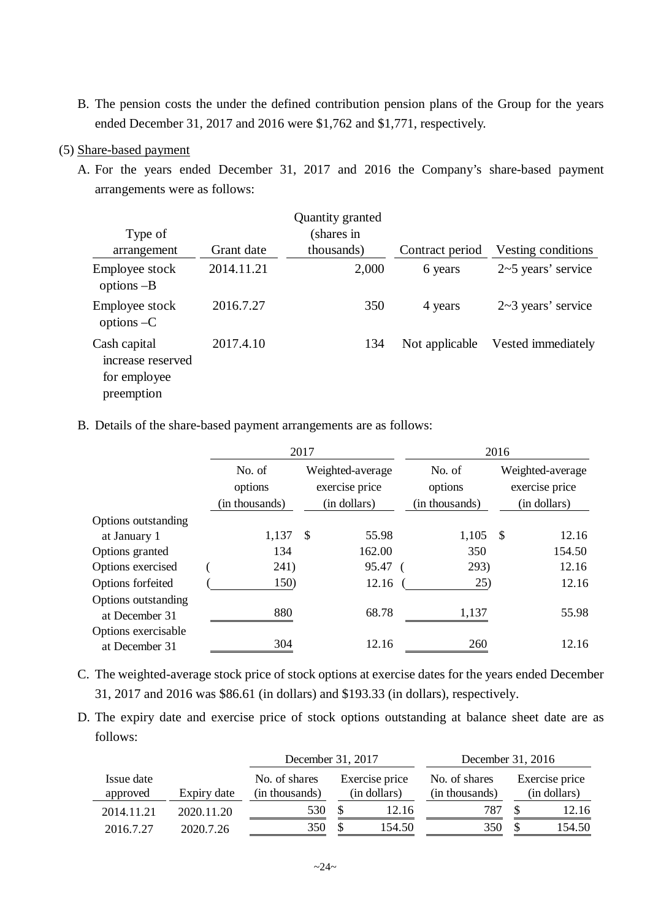B. The pension costs the under the defined contribution pension plans of the Group for the years ended December 31, 2017 and 2016 were $1,762 and $1,771, respectively.

(5) Share-based payment

A. For the years ended December 31, 2017 and 2016 the Company's share-based payment arrangements were as follows:

| Type of arrangement | Grant date | Quantity granted (shares in thousands) | Contract period | Vesting conditions |
|---|---|---|---|---|
| Employee stock options –B | 2014.11.21 | 2,000 | 6 years | 2~5 years' service |
| Employee stock options –C | 2016.7.27 | 350 | 4 years | 2~3 years' service |
| Cash capital increase reserved for employee preemption | 2017.4.10 | 134 | Not applicable | Vested immediately |

B. Details of the share-based payment arrangements are as follows:

| | 2017 | | 2016 | |
|---|---|---|---|---|
| | No. of options (in thousands) | Weighted-average exercise price (in dollars) | No. of options (in thousands) | Weighted-average exercise price (in dollars) |
| Options outstanding at January 1 | 1,137 | $ 55.98 | 1,105 | $ 12.16 |
| Options granted | 134 | 162.00 | 350 | 154.50 |
| Options exercised | ( 241) | 95.47 | ( 293) | 12.16 |
| Options forfeited | ( 150) | 12.16 | ( 25) | 12.16 |
| Options outstanding at December 31 | 880 | 68.78 | 1,137 | 55.98 |
| Options exercisable at December 31 | 304 | 12.16 | 260 | 12.16 |

C. The weighted-average stock price of stock options at exercise dates for the years ended December 31, 2017 and 2016 was $86.61 (in dollars) and $193.33 (in dollars), respectively.

D. The expiry date and exercise price of stock options outstanding at balance sheet date are as follows:

| | | December 31, 2017 | | December 31, 2016 | |
|---|---|---|---|---|---|
| Issue date approved | Expiry date | No. of shares (in thousands) | Exercise price (in dollars) | No. of shares (in thousands) | Exercise price (in dollars) |
| 2014.11.21 | 2020.11.20 | 530 | $ 12.16 | 787 | $ 12.16 |
| 2016.7.27 | 2020.7.26 | 350 | $ 154.50 | 350 | $ 154.50 |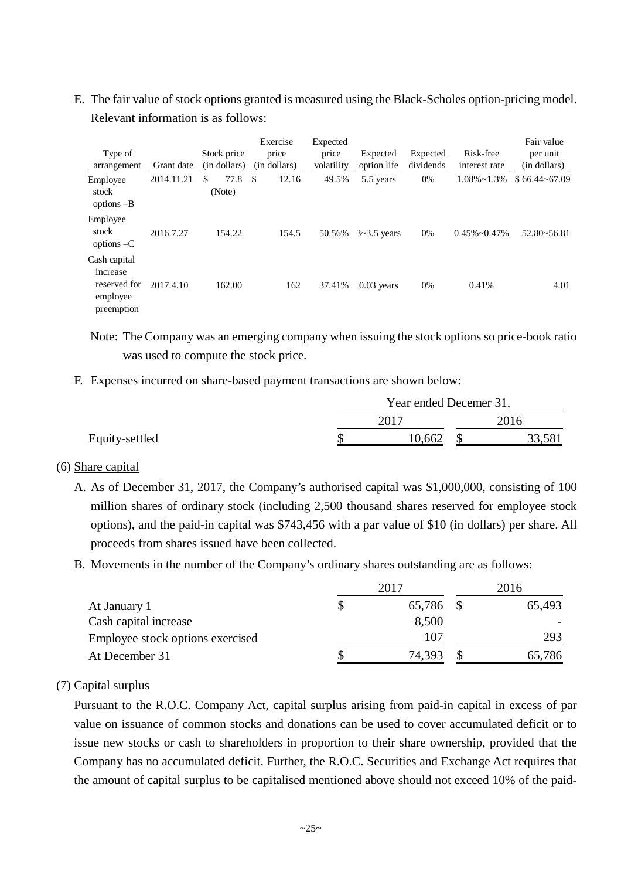E. The fair value of stock options granted is measured using the Black-Scholes option-pricing model. Relevant information is as follows:

| Type of arrangement | Grant date | Stock price (in dollars) | Exercise price (in dollars) | Expected price volatility | Expected option life | Expected dividends | Risk-free interest rate | Fair value per unit (in dollars) |
|---|---|---|---|---|---|---|---|---|
| Employee stock options –B | 2014.11.21 | $ 77.8 (Note) | $ 12.16 | 49.5% | 5.5 years | 0% | 1.08%~1.3% | $ 66.44~67.09 |
| Employee stock options –C | 2016.7.27 | 154.22 | 154.5 | 50.56% | 3~3.5 years | 0% | 0.45%~0.47% | 52.80~56.81 |
| Cash capital increase reserved for employee preemption | 2017.4.10 | 162.00 | 162 | 37.41% | 0.03 years | 0% | 0.41% | 4.01 |

Note: The Company was an emerging company when issuing the stock options so price-book ratio was used to compute the stock price.

F. Expenses incurred on share-based payment transactions are shown below:

| | Year ended Decemer 31, | |
|---|---|---|
| | 2017 | 2016 |
| Equity-settled | $ 10,662 | $ 33,581 |

(6) Share capital

A. As of December 31, 2017, the Company's authorised capital was $1,000,000, consisting of 100 million shares of ordinary stock (including 2,500 thousand shares reserved for employee stock options), and the paid-in capital was $743,456 with a par value of $10 (in dollars) per share. All proceeds from shares issued have been collected.

B. Movements in the number of the Company's ordinary shares outstanding are as follows:

| | 2017 | 2016 |
|---|---|---|
| At January 1 | $ 65,786 | $ 65,493 |
| Cash capital increase | 8,500 | - |
| Employee stock options exercised | 107 | 293 |
| At December 31 | $ 74,393 | $ 65,786 |

(7) Capital surplus

Pursuant to the R.O.C. Company Act, capital surplus arising from paid-in capital in excess of par value on issuance of common stocks and donations can be used to cover accumulated deficit or to issue new stocks or cash to shareholders in proportion to their share ownership, provided that the Company has no accumulated deficit. Further, the R.O.C. Securities and Exchange Act requires that the amount of capital surplus to be capitalised mentioned above should not exceed 10% of the paid-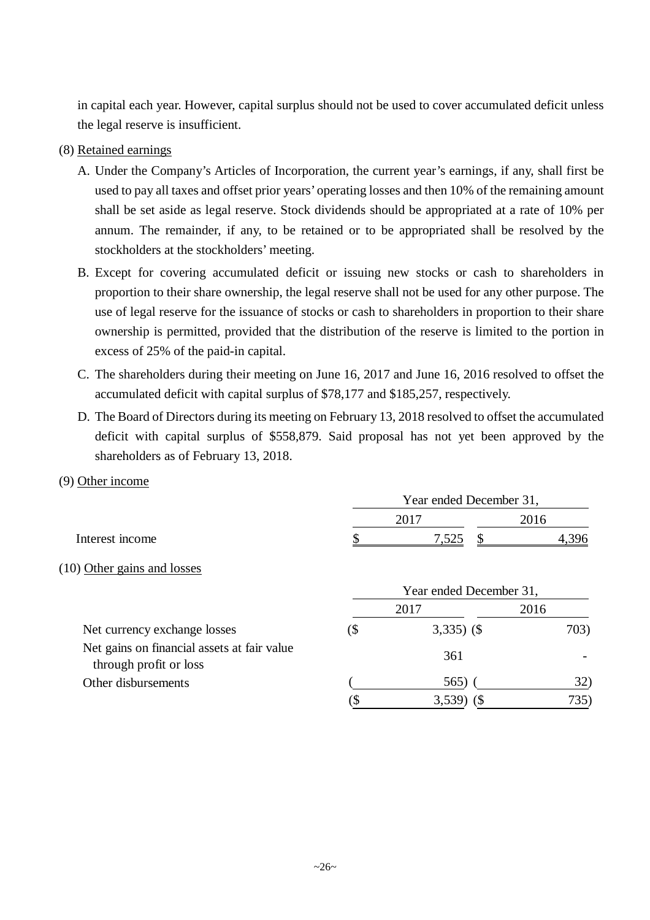in capital each year. However, capital surplus should not be used to cover accumulated deficit unless the legal reserve is insufficient.

(8) Retained earnings

A. Under the Company's Articles of Incorporation, the current year's earnings, if any, shall first be used to pay all taxes and offset prior years' operating losses and then 10% of the remaining amount shall be set aside as legal reserve. Stock dividends should be appropriated at a rate of 10% per annum. The remainder, if any, to be retained or to be appropriated shall be resolved by the stockholders at the stockholders' meeting.

B. Except for covering accumulated deficit or issuing new stocks or cash to shareholders in proportion to their share ownership, the legal reserve shall not be used for any other purpose. The use of legal reserve for the issuance of stocks or cash to shareholders in proportion to their share ownership is permitted, provided that the distribution of the reserve is limited to the portion in excess of 25% of the paid-in capital.

C. The shareholders during their meeting on June 16, 2017 and June 16, 2016 resolved to offset the accumulated deficit with capital surplus of $78,177 and $185,257, respectively.

D. The Board of Directors during its meeting on February 13, 2018 resolved to offset the accumulated deficit with capital surplus of $558,879. Said proposal has not yet been approved by the shareholders as of February 13, 2018.

(9) Other income

| | Year ended December 31, | |
|---|---|---|
| | 2017 | 2016 |
| Interest income | $ 7,525 | $ 4,396 |

(10) Other gains and losses

| | Year ended December 31, | |
|---|---|---|
| | 2017 | 2016 |
| Net currency exchange losses | ($ 3,335) | ($ 703) |
| Net gains on financial assets at fair value through profit or loss | 361 | - |
| Other disbursements | ( 565) | ( 32) |
| | ($ 3,539) | ($ 735) |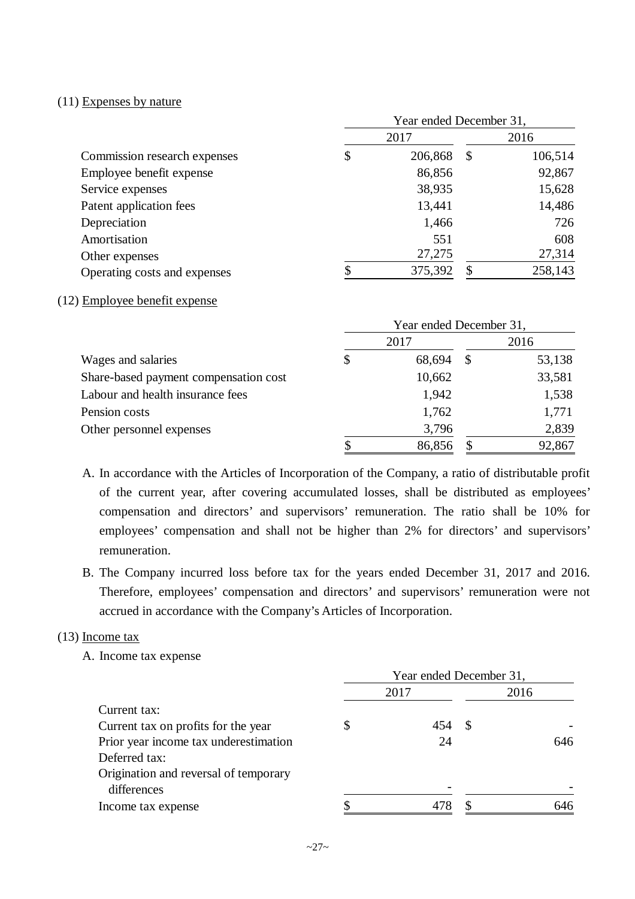(11) Expenses by nature

| | Year ended December 31, | |
|---|---|---|
| | 2017 | 2016 |
| Commission research expenses | $ 206,868 | $ 106,514 |
| Employee benefit expense | 86,856 | 92,867 |
| Service expenses | 38,935 | 15,628 |
| Patent application fees | 13,441 | 14,486 |
| Depreciation | 1,466 | 726 |
| Amortisation | 551 | 608 |
| Other expenses | 27,275 | 27,314 |
| Operating costs and expenses | $ 375,392 | $ 258,143 |

(12) Employee benefit expense

| | Year ended December 31, | |
|---|---|---|
| | 2017 | 2016 |
| Wages and salaries | $ 68,694 | $ 53,138 |
| Share-based payment compensation cost | 10,662 | 33,581 |
| Labour and health insurance fees | 1,942 | 1,538 |
| Pension costs | 1,762 | 1,771 |
| Other personnel expenses | 3,796 | 2,839 |
| | $ 86,856 | $ 92,867 |

A. In accordance with the Articles of Incorporation of the Company, a ratio of distributable profit of the current year, after covering accumulated losses, shall be distributed as employees' compensation and directors' and supervisors' remuneration. The ratio shall be 10% for employees' compensation and shall not be higher than 2% for directors' and supervisors' remuneration.

B. The Company incurred loss before tax for the years ended December 31, 2017 and 2016. Therefore, employees' compensation and directors' and supervisors' remuneration were not accrued in accordance with the Company's Articles of Incorporation.

(13) Income tax

A. Income tax expense

| | Year ended December 31, | |
|---|---|---|
| | 2017 | 2016 |
| Current tax: | | |
| Current tax on profits for the year | $ 454 | $ - |
| Prior year income tax underestimation | 24 | 646 |
| Deferred tax: | | |
| Origination and reversal of temporary differences | - | - |
| Income tax expense | $ 478 | $ 646 |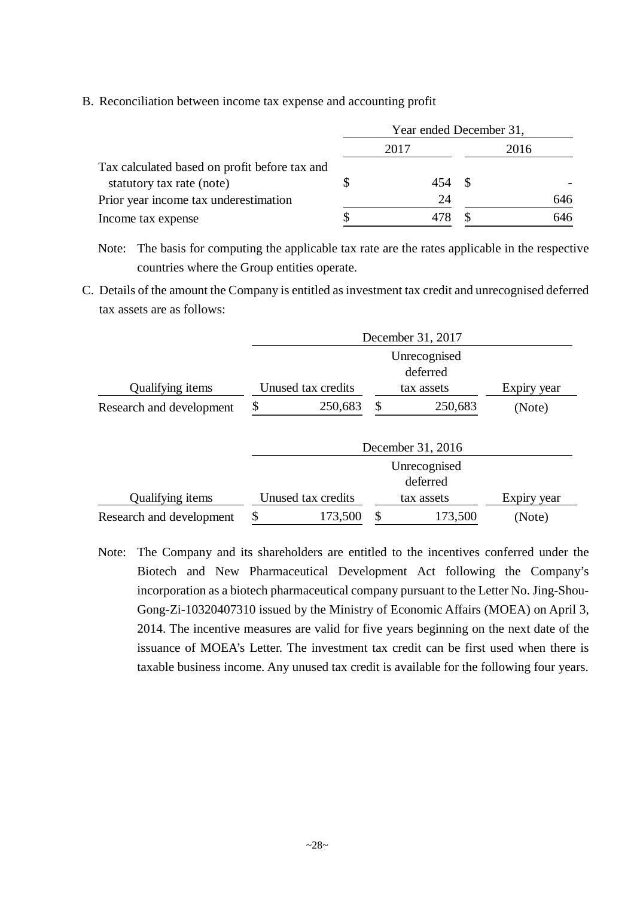B. Reconciliation between income tax expense and accounting profit

| | Year ended December 31, | |
|---|---|---|
| | 2017 | 2016 |
| Tax calculated based on profit before tax and statutory tax rate (note) | $ 454 | $ - |
| Prior year income tax underestimation | 24 | 646 |
| Income tax expense | $ 478 | $ 646 |

Note: The basis for computing the applicable tax rate are the rates applicable in the respective countries where the Group entities operate.

C. Details of the amount the Company is entitled as investment tax credit and unrecognised deferred tax assets are as follows:

| | December 31, 2017 | | |
|---|---|---|---|
| Qualifying items | Unused tax credits | Unrecognised deferred tax assets | Expiry year |
| Research and development | $ 250,683 | $ 250,683 | (Note) |

| | December 31, 2016 | | |
|---|---|---|---|
| Qualifying items | Unused tax credits | Unrecognised deferred tax assets | Expiry year |
| Research and development | $ 173,500 | $ 173,500 | (Note) |

Note: The Company and its shareholders are entitled to the incentives conferred under the Biotech and New Pharmaceutical Development Act following the Company's incorporation as a biotech pharmaceutical company pursuant to the Letter No. Jing-Shou-Gong-Zi-10320407310 issued by the Ministry of Economic Affairs (MOEA) on April 3, 2014. The incentive measures are valid for five years beginning on the next date of the issuance of MOEA's Letter. The investment tax credit can be first used when there is taxable business income. Any unused tax credit is available for the following four years.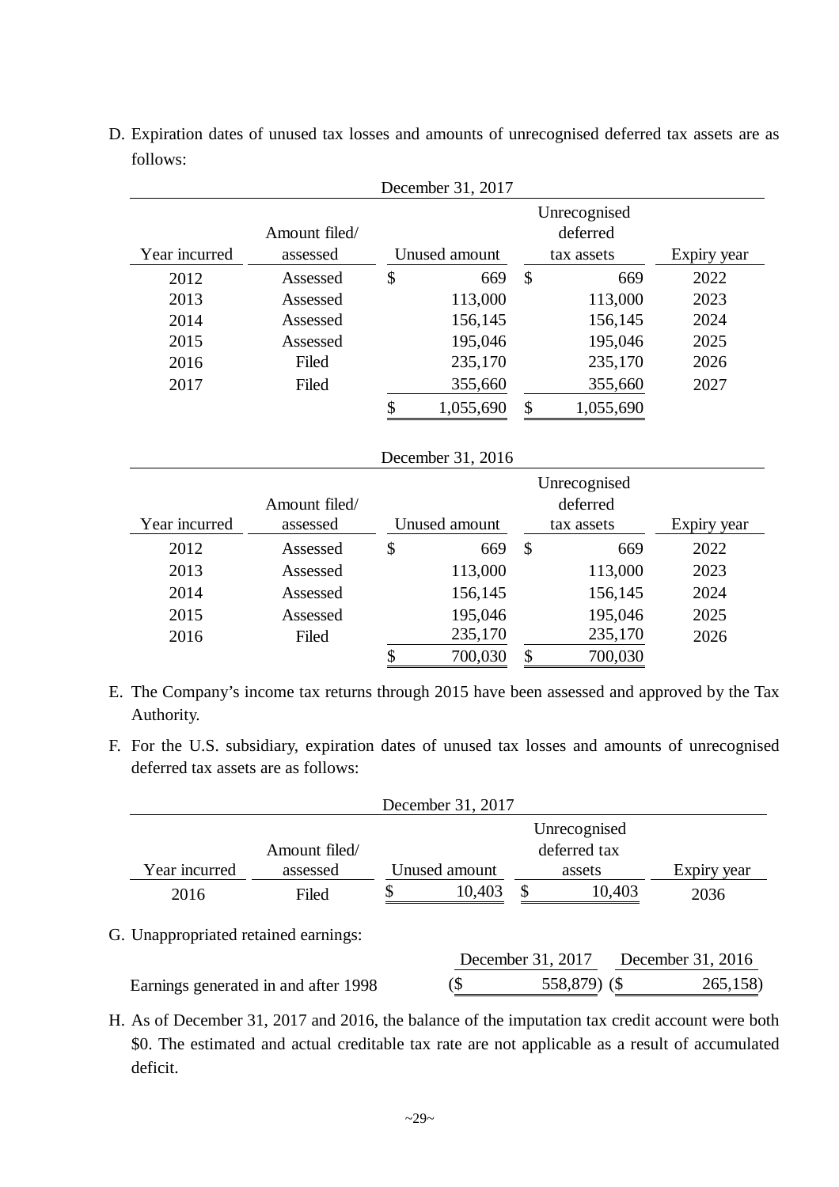D. Expiration dates of unused tax losses and amounts of unrecognised deferred tax assets are as follows:

| December 31, 2017 | | | | |
|---|---|---|---|---|
| Year incurred | Amount filed/ assessed | Unused amount | Unrecognised deferred tax assets | Expiry year |
| 2012 | Assessed | $ 669 | $ 669 | 2022 |
| 2013 | Assessed | 113,000 | 113,000 | 2023 |
| 2014 | Assessed | 156,145 | 156,145 | 2024 |
| 2015 | Assessed | 195,046 | 195,046 | 2025 |
| 2016 | Filed | 235,170 | 235,170 | 2026 |
| 2017 | Filed | 355,660 | 355,660 | 2027 |
| | | $ 1,055,690 | $ 1,055,690 | |

| December 31, 2016 | | | | |
|---|---|---|---|---|
| Year incurred | Amount filed/ assessed | Unused amount | Unrecognised deferred tax assets | Expiry year |
| 2012 | Assessed | $ 669 | $ 669 | 2022 |
| 2013 | Assessed | 113,000 | 113,000 | 2023 |
| 2014 | Assessed | 156,145 | 156,145 | 2024 |
| 2015 | Assessed | 195,046 | 195,046 | 2025 |
| 2016 | Filed | 235,170 | 235,170 | 2026 |
| | | $ 700,030 | $ 700,030 | |

E. The Company's income tax returns through 2015 have been assessed and approved by the Tax Authority.

F. For the U.S. subsidiary, expiration dates of unused tax losses and amounts of unrecognised deferred tax assets are as follows:

| December 31, 2017 | | | | |
|---|---|---|---|---|
| Year incurred | Amount filed/ assessed | Unused amount | Unrecognised deferred tax assets | Expiry year |
| 2016 | Filed | $ 10,403 | $ 10,403 | 2036 |

G. Unappropriated retained earnings:

| | December 31, 2017 | December 31, 2016 |
|---|---|---|
| Earnings generated in and after 1998 | ($ 558,879) | ($ 265,158) |

H. As of December 31, 2017 and 2016, the balance of the imputation tax credit account were both $0. The estimated and actual creditable tax rate are not applicable as a result of accumulated deficit.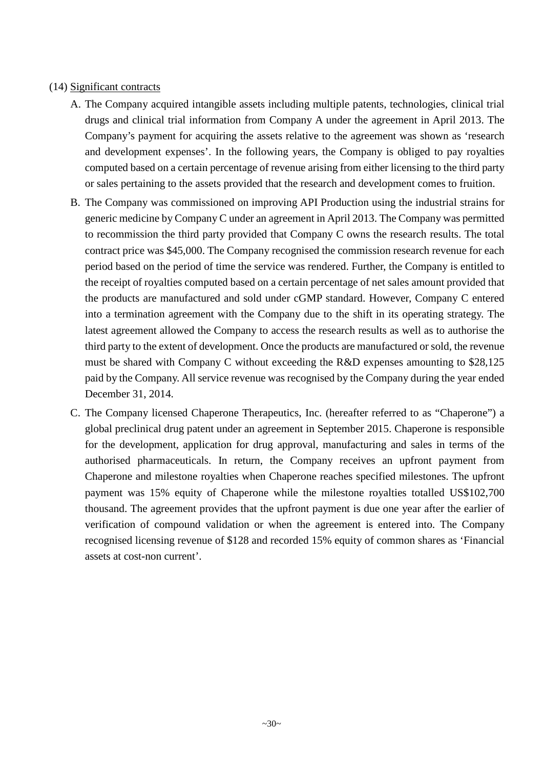(14) Significant contracts

A. The Company acquired intangible assets including multiple patents, technologies, clinical trial drugs and clinical trial information from Company A under the agreement in April 2013. The Company's payment for acquiring the assets relative to the agreement was shown as 'research and development expenses'. In the following years, the Company is obliged to pay royalties computed based on a certain percentage of revenue arising from either licensing to the third party or sales pertaining to the assets provided that the research and development comes to fruition.

B. The Company was commissioned on improving API Production using the industrial strains for generic medicine by Company C under an agreement in April 2013. The Company was permitted to recommission the third party provided that Company C owns the research results. The total contract price was $45,000. The Company recognised the commission research revenue for each period based on the period of time the service was rendered. Further, the Company is entitled to the receipt of royalties computed based on a certain percentage of net sales amount provided that the products are manufactured and sold under cGMP standard. However, Company C entered into a termination agreement with the Company due to the shift in its operating strategy. The latest agreement allowed the Company to access the research results as well as to authorise the third party to the extent of development. Once the products are manufactured or sold, the revenue must be shared with Company C without exceeding the R&D expenses amounting to $28,125 paid by the Company. All service revenue was recognised by the Company during the year ended December 31, 2014.

C. The Company licensed Chaperone Therapeutics, Inc. (hereafter referred to as "Chaperone") a global preclinical drug patent under an agreement in September 2015. Chaperone is responsible for the development, application for drug approval, manufacturing and sales in terms of the authorised pharmaceuticals. In return, the Company receives an upfront payment from Chaperone and milestone royalties when Chaperone reaches specified milestones. The upfront payment was 15% equity of Chaperone while the milestone royalties totalled US$102,700 thousand. The agreement provides that the upfront payment is due one year after the earlier of verification of compound validation or when the agreement is entered into. The Company recognised licensing revenue of $128 and recorded 15% equity of common shares as 'Financial assets at cost-non current'.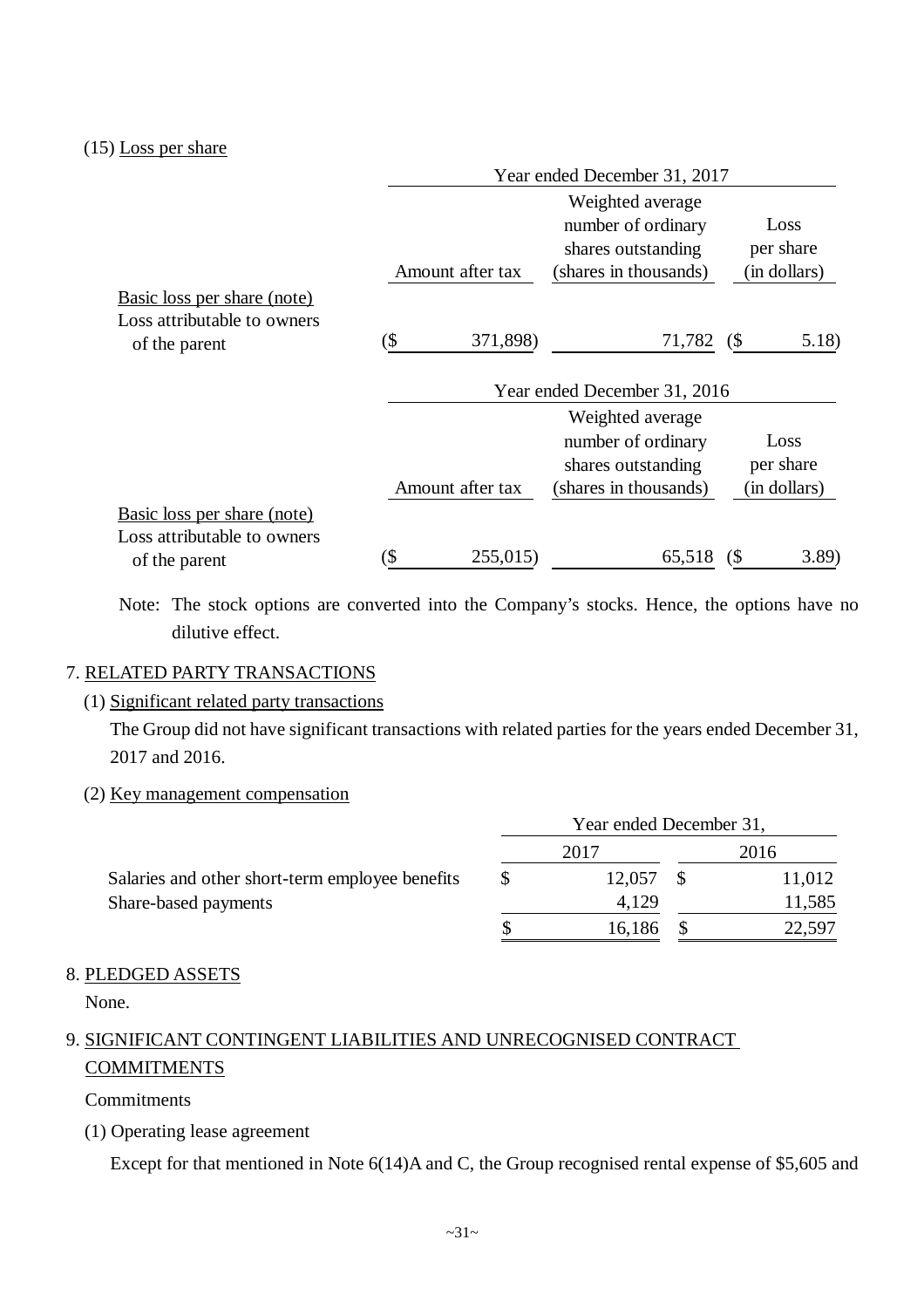(15) Loss per share

| | Year ended December 31, 2017 | | |
|---|---|---|---|
| | Amount after tax | Weighted average number of ordinary shares outstanding (shares in thousands) | Loss per share (in dollars) |
| Basic loss per share (note) | | | |
| Loss attributable to owners of the parent | ($ 371,898) | 71,782 | ($ 5.18) |

| | Year ended December 31, 2016 | | |
|---|---|---|---|
| | Amount after tax | Weighted average number of ordinary shares outstanding (shares in thousands) | Loss per share (in dollars) |
| Basic loss per share (note) | | | |
| Loss attributable to owners of the parent | ($ 255,015) | 65,518 | ($ 3.89) |

Note: The stock options are converted into the Company's stocks. Hence, the options have no dilutive effect.

## 7. RELATED PARTY TRANSACTIONS

(1) Significant related party transactions

The Group did not have significant transactions with related parties for the years ended December 31, 2017 and 2016.

(2) Key management compensation

| | Year ended December 31, | |
|---|---|---|
| | 2017 | 2016 |
| Salaries and other short-term employee benefits | $ 12,057 | $ 11,012 |
| Share-based payments | 4,129 | 11,585 |
| | $ 16,186 | $ 22,597 |

## 8. PLEDGED ASSETS

None.

## 9. SIGNIFICANT CONTINGENT LIABILITIES AND UNRECOGNISED CONTRACT COMMITMENTS

Commitments

(1) Operating lease agreement

Except for that mentioned in Note 6(14)A and C, the Group recognised rental expense of $5,605 and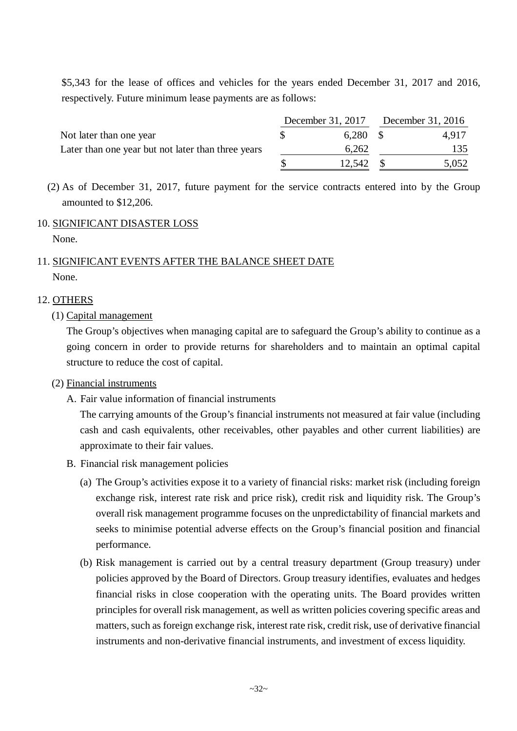$5,343 for the lease of offices and vehicles for the years ended December 31, 2017 and 2016, respectively. Future minimum lease payments are as follows:

| | December 31, 2017 | December 31, 2016 |
|---|---|---|
| Not later than one year | $ 6,280 | $ 4,917 |
| Later than one year but not later than three years | 6,262 | 135 |
| | $ 12,542 | $ 5,052 |

(2) As of December 31, 2017, future payment for the service contracts entered into by the Group amounted to $12,206.

10. SIGNIFICANT DISASTER LOSS

None.

11. SIGNIFICANT EVENTS AFTER THE BALANCE SHEET DATE

None.

12. OTHERS

(1) Capital management

The Group's objectives when managing capital are to safeguard the Group's ability to continue as a going concern in order to provide returns for shareholders and to maintain an optimal capital structure to reduce the cost of capital.

(2) Financial instruments

A. Fair value information of financial instruments

The carrying amounts of the Group's financial instruments not measured at fair value (including cash and cash equivalents, other receivables, other payables and other current liabilities) are approximate to their fair values.

B. Financial risk management policies

(a) The Group's activities expose it to a variety of financial risks: market risk (including foreign exchange risk, interest rate risk and price risk), credit risk and liquidity risk. The Group's overall risk management programme focuses on the unpredictability of financial markets and seeks to minimise potential adverse effects on the Group's financial position and financial performance.

(b) Risk management is carried out by a central treasury department (Group treasury) under policies approved by the Board of Directors. Group treasury identifies, evaluates and hedges financial risks in close cooperation with the operating units. The Board provides written principles for overall risk management, as well as written policies covering specific areas and matters, such as foreign exchange risk, interest rate risk, credit risk, use of derivative financial instruments and non-derivative financial instruments, and investment of excess liquidity.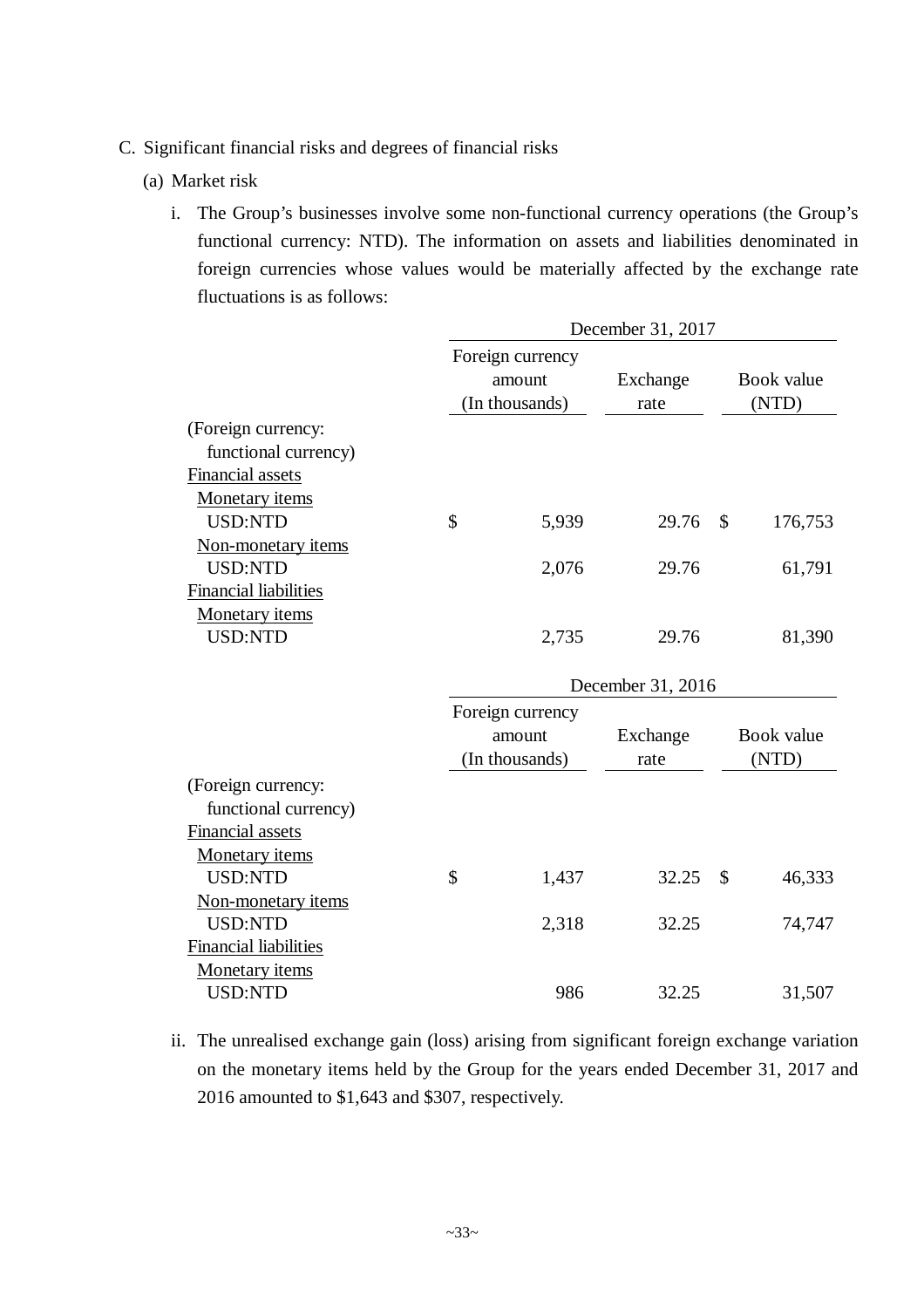C. Significant financial risks and degrees of financial risks

(a) Market risk

i. The Group's businesses involve some non-functional currency operations (the Group's functional currency: NTD). The information on assets and liabilities denominated in foreign currencies whose values would be materially affected by the exchange rate fluctuations is as follows:

| | December 31, 2017 | | |
|---|---|---|---|
| | Foreign currency amount (In thousands) | Exchange rate | Book value (NTD) |
| (Foreign currency: functional currency) | | | |
| Financial assets | | | |
| Monetary items | | | |
| USD:NTD | $ 5,939 | 29.76 | $ 176,753 |
| Non-monetary items | | | |
| USD:NTD | 2,076 | 29.76 | 61,791 |
| Financial liabilities | | | |
| Monetary items | | | |
| USD:NTD | 2,735 | 29.76 | 81,390 |

| | December 31, 2016 | | |
|---|---|---|---|
| | Foreign currency amount (In thousands) | Exchange rate | Book value (NTD) |
| (Foreign currency: functional currency) | | | |
| Financial assets | | | |
| Monetary items | | | |
| USD:NTD | $ 1,437 | 32.25 | $ 46,333 |
| Non-monetary items | | | |
| USD:NTD | 2,318 | 32.25 | 74,747 |
| Financial liabilities | | | |
| Monetary items | | | |
| USD:NTD | 986 | 32.25 | 31,507 |

ii. The unrealised exchange gain (loss) arising from significant foreign exchange variation on the monetary items held by the Group for the years ended December 31, 2017 and 2016 amounted to $1,643 and $307, respectively.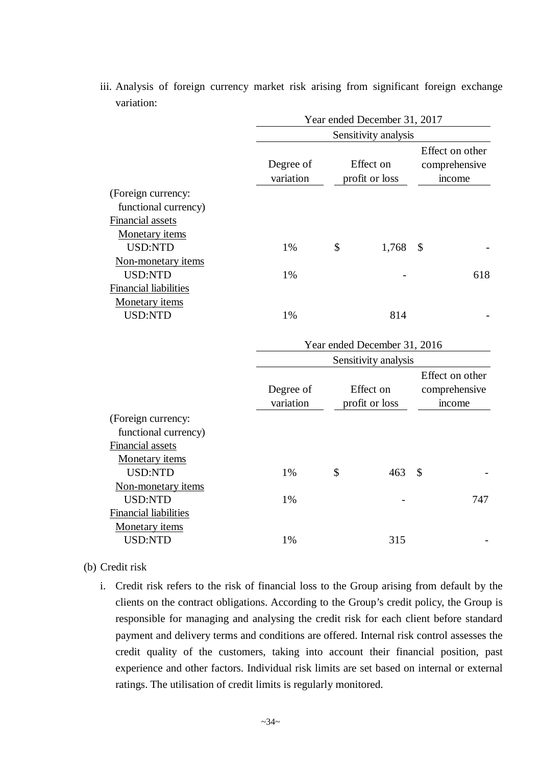iii. Analysis of foreign currency market risk arising from significant foreign exchange variation:

| | Year ended December 31, 2017 | | |
|---|---|---|---|
| | Sensitivity analysis | | |
| | Degree of variation | Effect on profit or loss | Effect on other comprehensive income |
| (Foreign currency: functional currency) | | | |
| Financial assets | | | |
| Monetary items | | | |
| USD:NTD | 1% | $ 1,768 | $ - |
| Non-monetary items | | | |
| USD:NTD | 1% | - | 618 |
| Financial liabilities | | | |
| Monetary items | | | |
| USD:NTD | 1% | 814 | - |

| | Year ended December 31, 2016 | | |
|---|---|---|---|
| | Sensitivity analysis | | |
| | Degree of variation | Effect on profit or loss | Effect on other comprehensive income |
| (Foreign currency: functional currency) | | | |
| Financial assets | | | |
| Monetary items | | | |
| USD:NTD | 1% | $ 463 | $ - |
| Non-monetary items | | | |
| USD:NTD | 1% | - | 747 |
| Financial liabilities | | | |
| Monetary items | | | |
| USD:NTD | 1% | 315 | - |

(b) Credit risk

i. Credit risk refers to the risk of financial loss to the Group arising from default by the clients on the contract obligations. According to the Group's credit policy, the Group is responsible for managing and analysing the credit risk for each client before standard payment and delivery terms and conditions are offered. Internal risk control assesses the credit quality of the customers, taking into account their financial position, past experience and other factors. Individual risk limits are set based on internal or external ratings. The utilisation of credit limits is regularly monitored.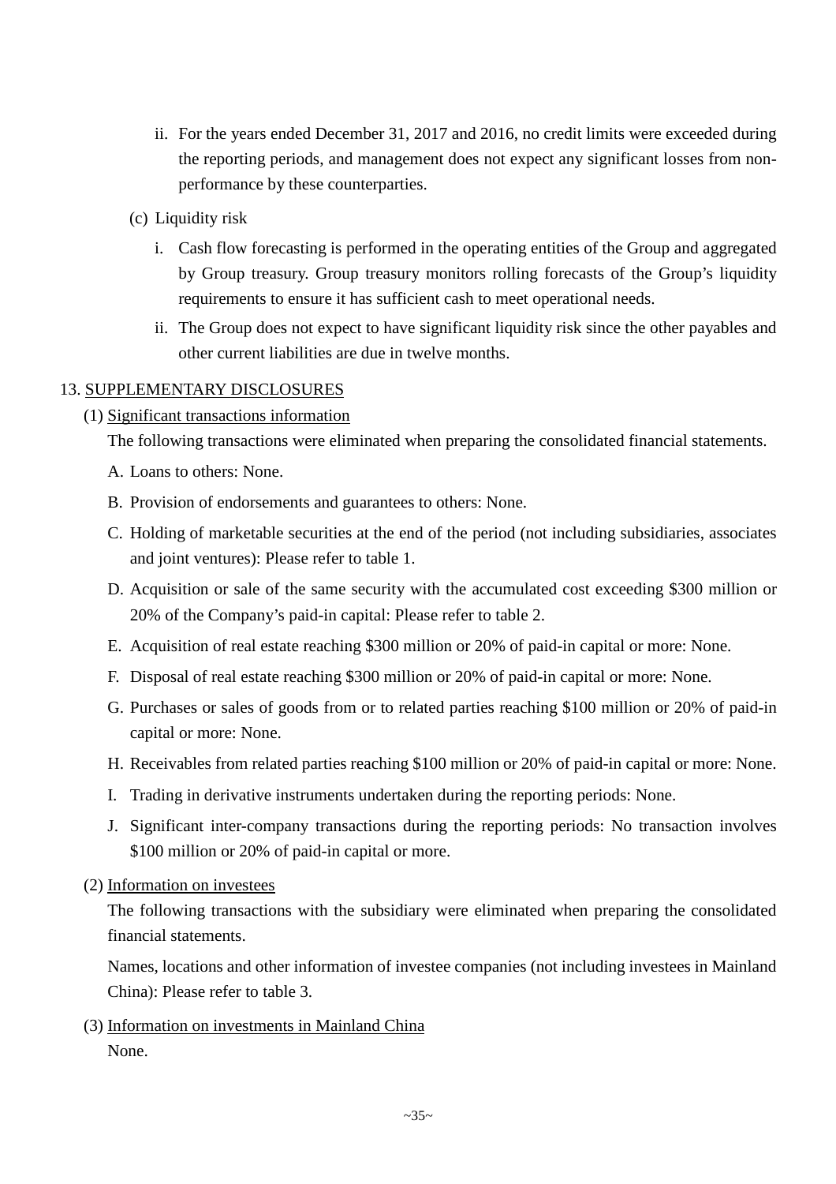ii. For the years ended December 31, 2017 and 2016, no credit limits were exceeded during the reporting periods, and management does not expect any significant losses from non-performance by these counterparties.

(c) Liquidity risk

i. Cash flow forecasting is performed in the operating entities of the Group and aggregated by Group treasury. Group treasury monitors rolling forecasts of the Group's liquidity requirements to ensure it has sufficient cash to meet operational needs.

ii. The Group does not expect to have significant liquidity risk since the other payables and other current liabilities are due in twelve months.

## 13. SUPPLEMENTARY DISCLOSURES

### (1) Significant transactions information

The following transactions were eliminated when preparing the consolidated financial statements.

A. Loans to others: None.

B. Provision of endorsements and guarantees to others: None.

C. Holding of marketable securities at the end of the period (not including subsidiaries, associates and joint ventures): Please refer to table 1.

D. Acquisition or sale of the same security with the accumulated cost exceeding $300 million or 20% of the Company's paid-in capital: Please refer to table 2.

E. Acquisition of real estate reaching $300 million or 20% of paid-in capital or more: None.

F. Disposal of real estate reaching $300 million or 20% of paid-in capital or more: None.

G. Purchases or sales of goods from or to related parties reaching $100 million or 20% of paid-in capital or more: None.

H. Receivables from related parties reaching $100 million or 20% of paid-in capital or more: None.

I. Trading in derivative instruments undertaken during the reporting periods: None.

J. Significant inter-company transactions during the reporting periods: No transaction involves $100 million or 20% of paid-in capital or more.

### (2) Information on investees

The following transactions with the subsidiary were eliminated when preparing the consolidated financial statements.

Names, locations and other information of investee companies (not including investees in Mainland China): Please refer to table 3.

### (3) Information on investments in Mainland China

None.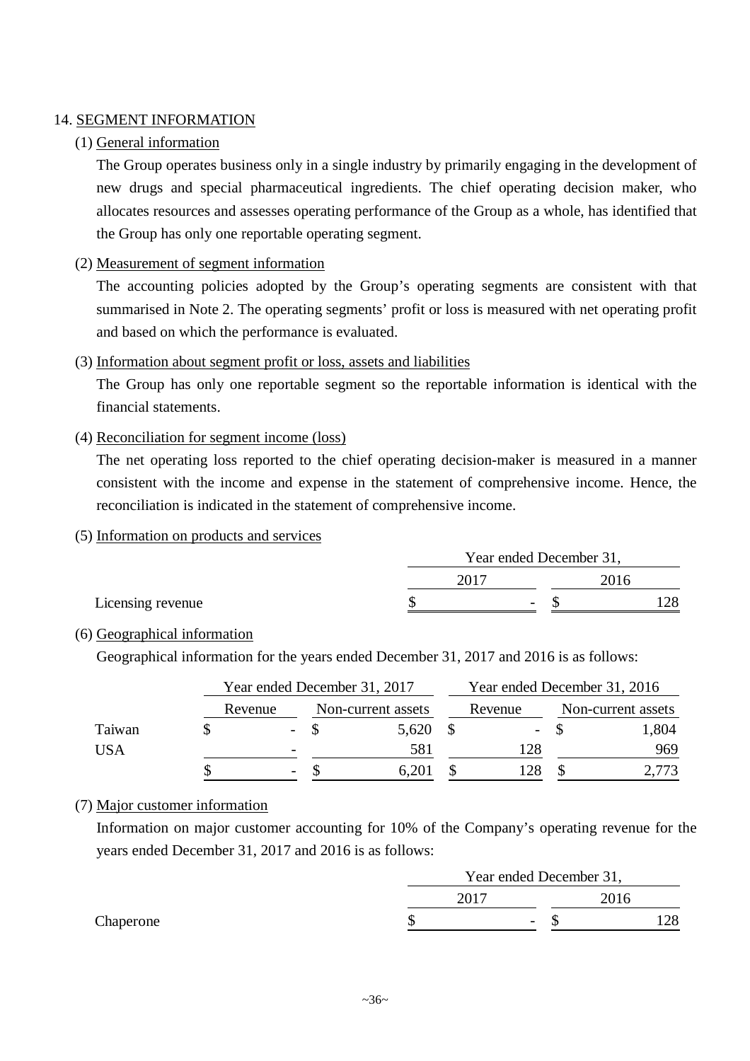## 14. SEGMENT INFORMATION

### (1) General information

The Group operates business only in a single industry by primarily engaging in the development of new drugs and special pharmaceutical ingredients. The chief operating decision maker, who allocates resources and assesses operating performance of the Group as a whole, has identified that the Group has only one reportable operating segment.

### (2) Measurement of segment information

The accounting policies adopted by the Group's operating segments are consistent with that summarised in Note 2. The operating segments' profit or loss is measured with net operating profit and based on which the performance is evaluated.

### (3) Information about segment profit or loss, assets and liabilities

The Group has only one reportable segment so the reportable information is identical with the financial statements.

### (4) Reconciliation for segment income (loss)

The net operating loss reported to the chief operating decision-maker is measured in a manner consistent with the income and expense in the statement of comprehensive income. Hence, the reconciliation is indicated in the statement of comprehensive income.

### (5) Information on products and services

| | Year ended December 31, | |
|---|---|---|
| | 2017 | 2016 |
| Licensing revenue | $ - | $ 128 |

### (6) Geographical information

Geographical information for the years ended December 31, 2017 and 2016 is as follows:

| | Year ended December 31, 2017 | | Year ended December 31, 2016 | |
|---|---|---|---|---|
| | Revenue | Non-current assets | Revenue | Non-current assets |
| Taiwan | $ - | $ 5,620 | $ - | $ 1,804 |
| USA | - | 581 | 128 | 969 |
| | $ - | $ 6,201 | $ 128 | $ 2,773 |

### (7) Major customer information

Information on major customer accounting for 10% of the Company's operating revenue for the years ended December 31, 2017 and 2016 is as follows:

| | Year ended December 31, | |
|---|---|---|
| | 2017 | 2016 |
| Chaperone | $ - | $ 128 |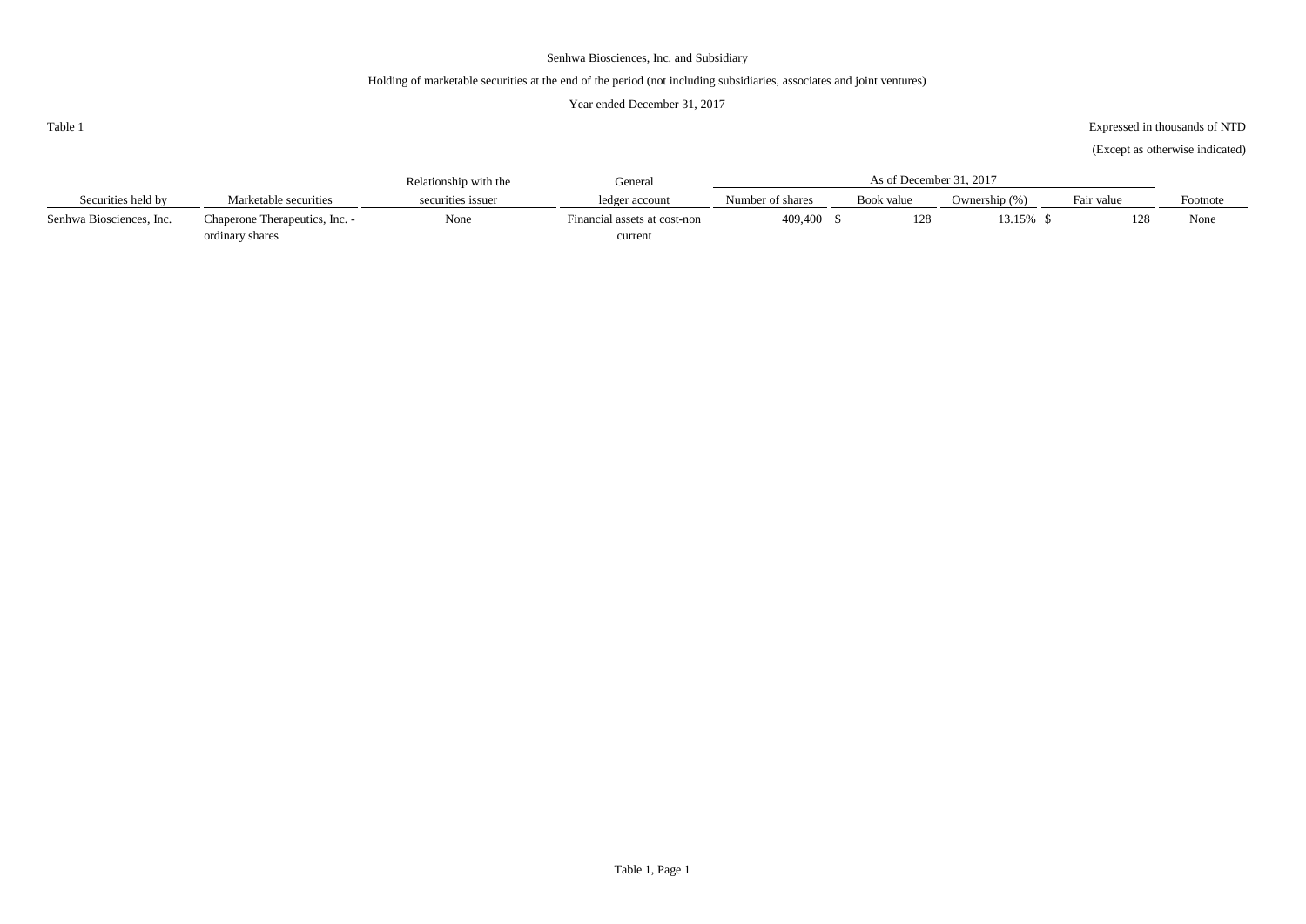Senhwa Biosciences, Inc. and Subsidiary

Holding of marketable securities at the end of the period (not including subsidiaries, associates and joint ventures)

Year ended December 31, 2017

Table 1

Expressed in thousands of NTD

(Except as otherwise indicated)

| Securities held by | Marketable securities | Relationship with the securities issuer | General ledger account | As of December 31, 2017 | | | | Footnote |
|---|---|---|---|---|---|---|---|---|
| | | | | Number of shares | Book value | Ownership (%) | Fair value | |
| Senhwa Biosciences, Inc. | Chaperone Therapeutics, Inc. - ordinary shares | None | Financial assets at cost-non current | 409,400 | $ 128 | 13.15% | $ 128 | None |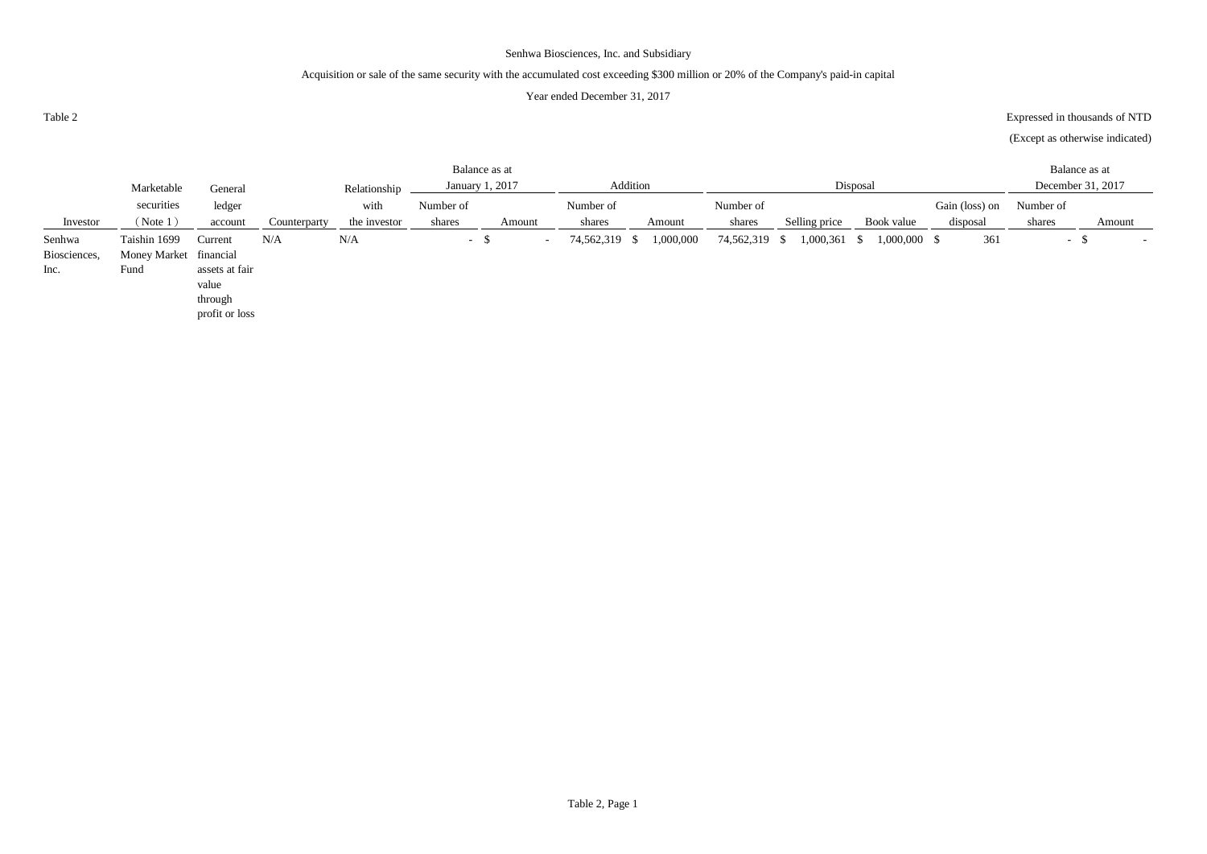Senhwa Biosciences, Inc. and Subsidiary

Acquisition or sale of the same security with the accumulated cost exceeding $300 million or 20% of the Company's paid-in capital

Year ended December 31, 2017

Table 2

Expressed in thousands of NTD

(Except as otherwise indicated)

| Investor | Marketable securities (Note 1) | General ledger account | Counterparty | Relationship with the investor | Balance as at January 1, 2017 | | Addition | | Disposal | | | | Balance as at December 31, 2017 | |
|---|---|---|---|---|---|---|---|---|---|---|---|---|---|---|
| | | | | | Number of shares | Amount | Number of shares | Amount | Number of shares | Selling price | Book value | Gain (loss) on disposal | Number of shares | Amount |
| Senhwa Biosciences, Inc. | Taishin 1699 Money Market Fund | Current financial assets at fair value through profit or loss | N/A | N/A | - | $ - | 74,562,319 | $ 1,000,000 | 74,562,319 | $ 1,000,361 | $ 1,000,000 | $ 361 | - | $ - |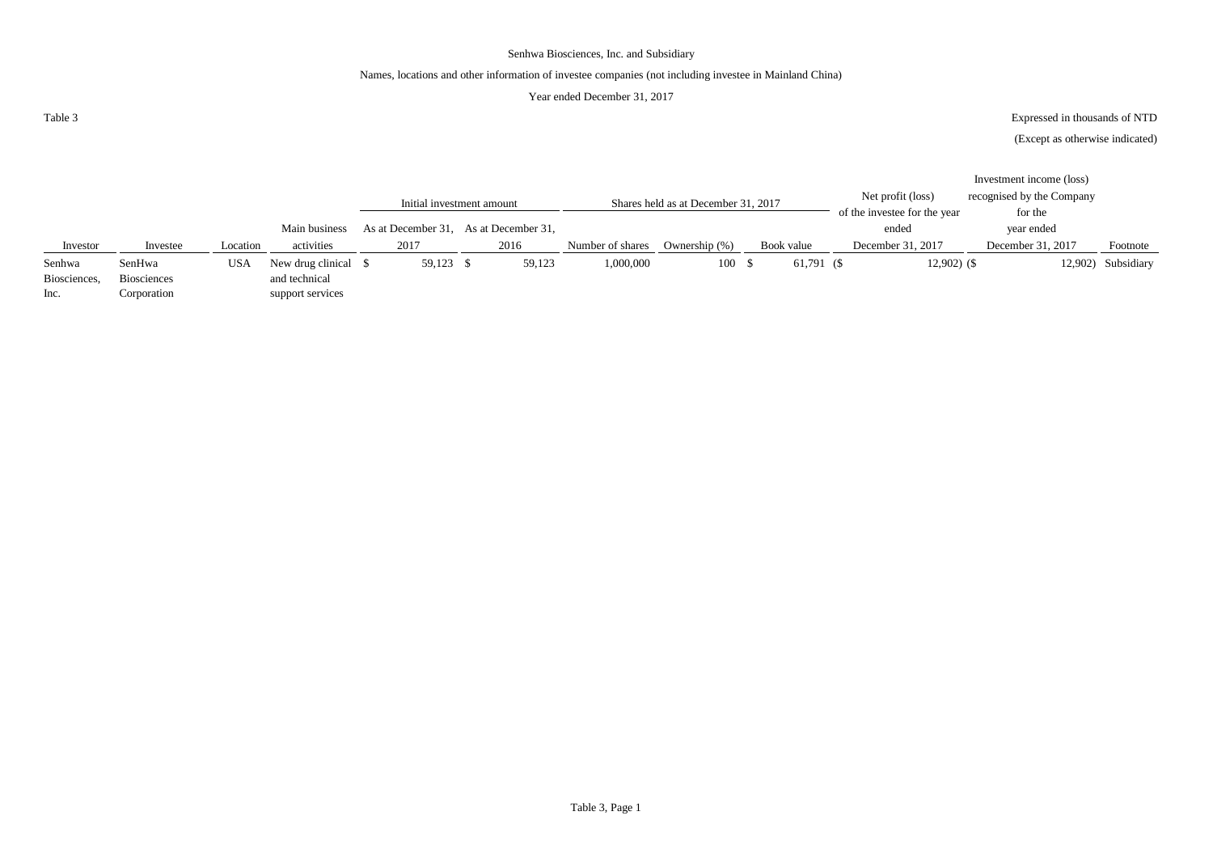Senhwa Biosciences, Inc. and Subsidiary

Names, locations and other information of investee companies (not including investee in Mainland China)

Year ended December 31, 2017

Table 3

Expressed in thousands of NTD

(Except as otherwise indicated)

| | | | | Initial investment amount | | Shares held as at December 31, 2017 | | | Net profit (loss) of the investee for the year ended | Investment income (loss) recognised by the Company for the year ended | |
|---|---|---|---|---|---|---|---|---|---|---|---|
| Investor | Investee | Location | Main business activities | As at December 31, 2017 | As at December 31, 2016 | Number of shares | Ownership (%) | Book value | December 31, 2017 | December 31, 2017 | Footnote |
| Senhwa Biosciences, Inc. | SenHwa Biosciences Corporation | USA | New drug clinical and technical support services | $ 59,123 | $ 59,123 | 1,000,000 | 100 | $ 61,791 | ($ 12,902) | ($ 12,902) | Subsidiary |